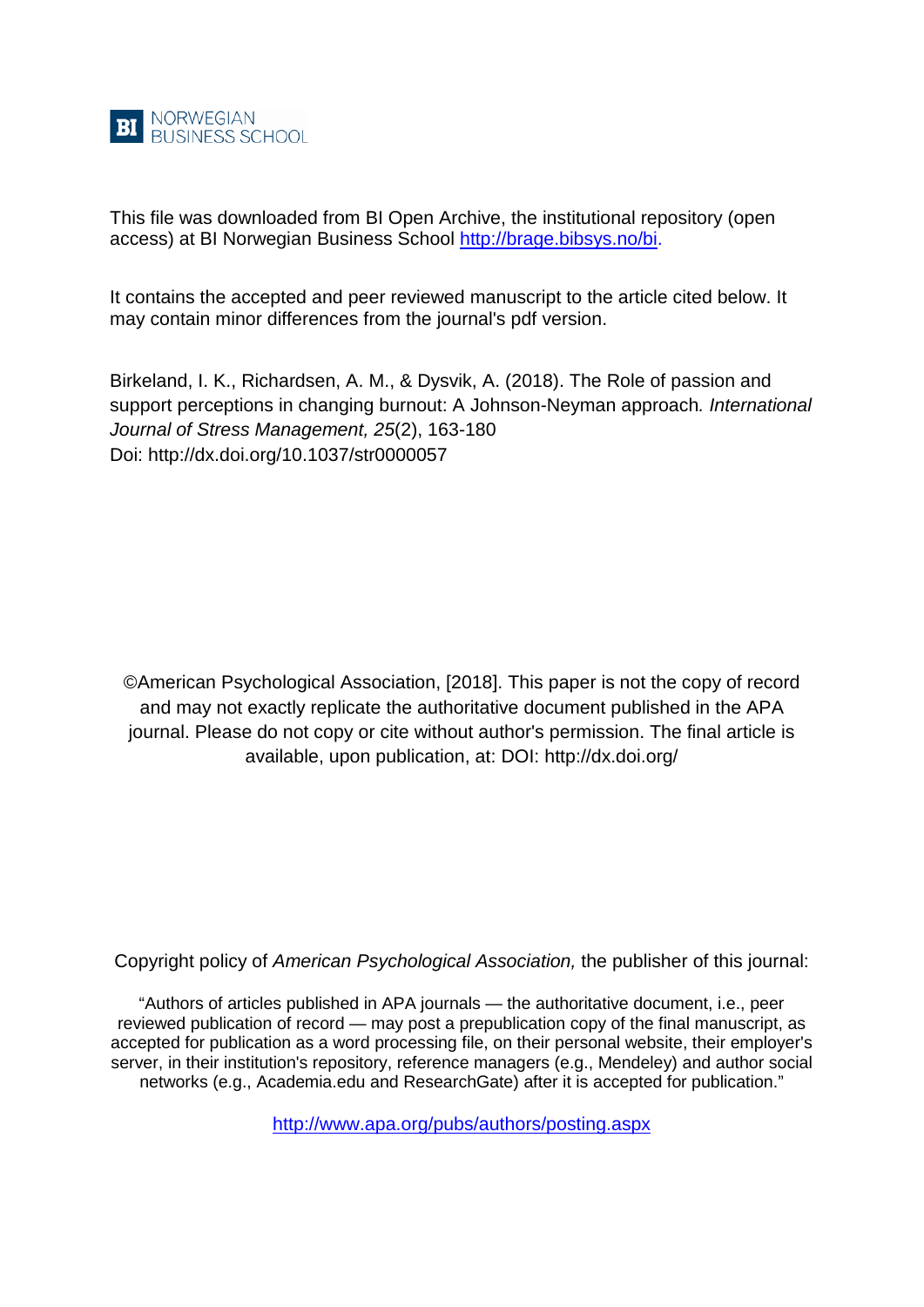BI NORWEGIAN BUSINESS SCHOOL

This file was downloaded from BI Open Archive, the institutional repository (open access) at BI Norwegian Business School http://brage.bibsys.no/bi.

It contains the accepted and peer reviewed manuscript to the article cited below. It may contain minor differences from the journal's pdf version.

Birkeland, I. K., Richardsen, A. M., & Dysvik, A. (2018). The Role of passion and support perceptions in changing burnout: A Johnson-Neyman approach. *International Journal of Stress Management, 25*(2), 163-180
Doi: http://dx.doi.org/10.1037/str0000057

©American Psychological Association, [2018]. This paper is not the copy of record and may not exactly replicate the authoritative document published in the APA journal. Please do not copy or cite without author's permission. The final article is available, upon publication, at: DOI: http://dx.doi.org/

Copyright policy of *American Psychological Association,* the publisher of this journal:

"Authors of articles published in APA journals — the authoritative document, i.e., peer reviewed publication of record — may post a prepublication copy of the final manuscript, as accepted for publication as a word processing file, on their personal website, their employer's server, in their institution's repository, reference managers (e.g., Mendeley) and author social networks (e.g., Academia.edu and ResearchGate) after it is accepted for publication."

http://www.apa.org/pubs/authors/posting.aspx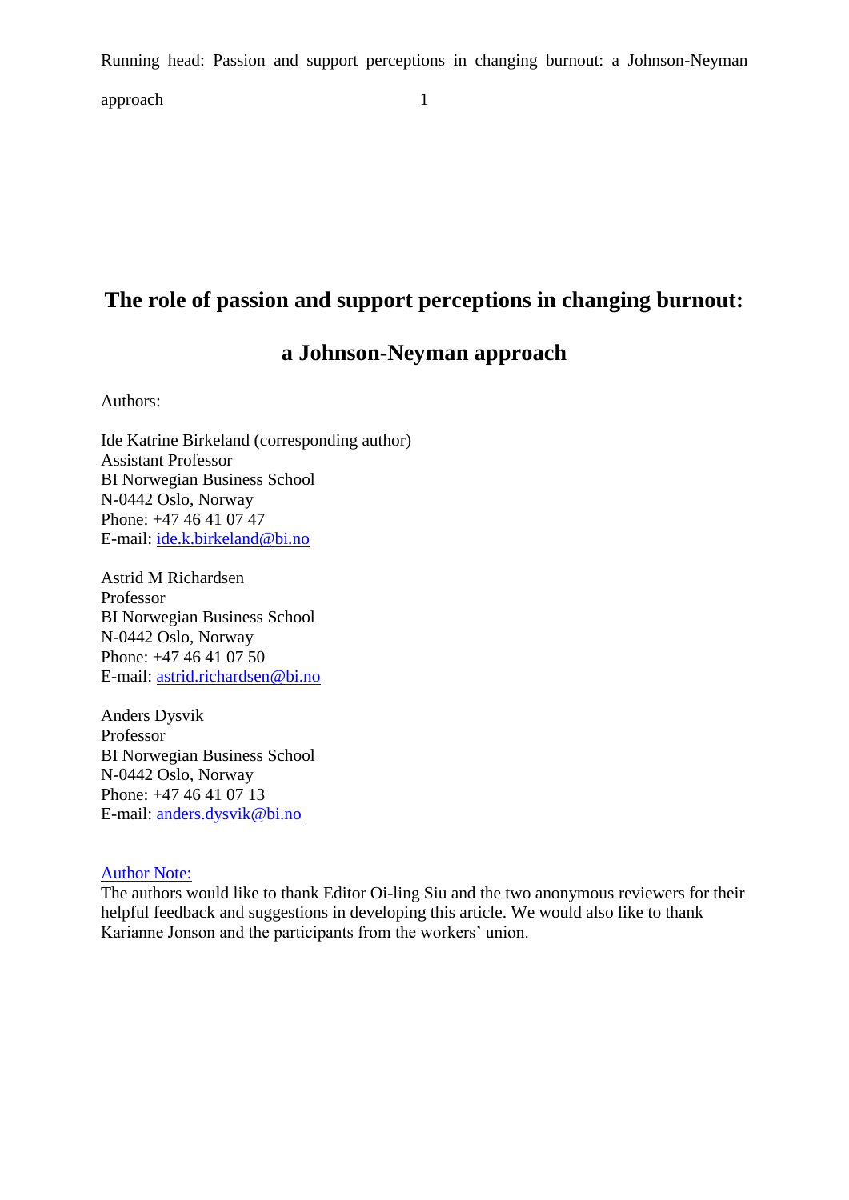# The role of passion and support perceptions in changing burnout: a Johnson-Neyman approach

Authors:

Ide Katrine Birkeland (corresponding author)
Assistant Professor
BI Norwegian Business School
N-0442 Oslo, Norway
Phone: +47 46 41 07 47
E-mail: ide.k.birkeland@bi.no

Astrid M Richardsen
Professor
BI Norwegian Business School
N-0442 Oslo, Norway
Phone: +47 46 41 07 50
E-mail: astrid.richardsen@bi.no

Anders Dysvik
Professor
BI Norwegian Business School
N-0442 Oslo, Norway
Phone: +47 46 41 07 13
E-mail: anders.dysvik@bi.no

Author Note:
The authors would like to thank Editor Oi-ling Siu and the two anonymous reviewers for their helpful feedback and suggestions in developing this article. We would also like to thank Karianne Jonson and the participants from the workers' union.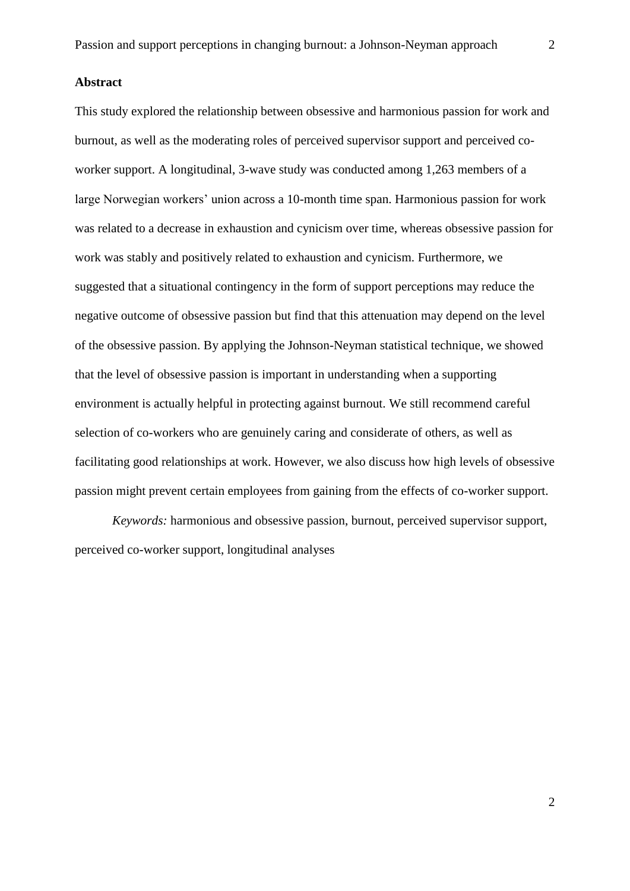**Abstract**

This study explored the relationship between obsessive and harmonious passion for work and burnout, as well as the moderating roles of perceived supervisor support and perceived co-worker support. A longitudinal, 3-wave study was conducted among 1,263 members of a large Norwegian workers' union across a 10-month time span. Harmonious passion for work was related to a decrease in exhaustion and cynicism over time, whereas obsessive passion for work was stably and positively related to exhaustion and cynicism. Furthermore, we suggested that a situational contingency in the form of support perceptions may reduce the negative outcome of obsessive passion but find that this attenuation may depend on the level of the obsessive passion. By applying the Johnson-Neyman statistical technique, we showed that the level of obsessive passion is important in understanding when a supporting environment is actually helpful in protecting against burnout. We still recommend careful selection of co-workers who are genuinely caring and considerate of others, as well as facilitating good relationships at work. However, we also discuss how high levels of obsessive passion might prevent certain employees from gaining from the effects of co-worker support.

*Keywords:* harmonious and obsessive passion, burnout, perceived supervisor support, perceived co-worker support, longitudinal analyses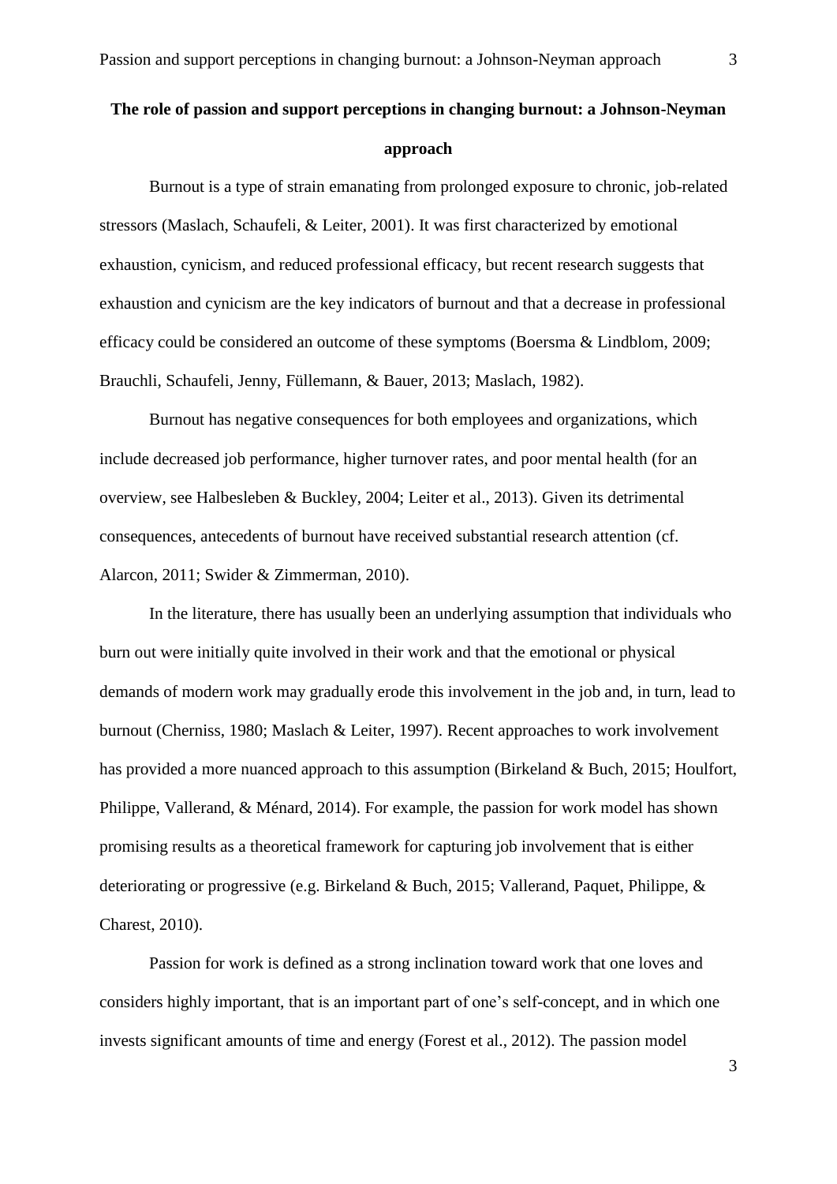**The role of passion and support perceptions in changing burnout: a Johnson-Neyman approach**

Burnout is a type of strain emanating from prolonged exposure to chronic, job-related stressors (Maslach, Schaufeli, & Leiter, 2001). It was first characterized by emotional exhaustion, cynicism, and reduced professional efficacy, but recent research suggests that exhaustion and cynicism are the key indicators of burnout and that a decrease in professional efficacy could be considered an outcome of these symptoms (Boersma & Lindblom, 2009; Brauchli, Schaufeli, Jenny, Füllemann, & Bauer, 2013; Maslach, 1982).

Burnout has negative consequences for both employees and organizations, which include decreased job performance, higher turnover rates, and poor mental health (for an overview, see Halbesleben & Buckley, 2004; Leiter et al., 2013). Given its detrimental consequences, antecedents of burnout have received substantial research attention (cf. Alarcon, 2011; Swider & Zimmerman, 2010).

In the literature, there has usually been an underlying assumption that individuals who burn out were initially quite involved in their work and that the emotional or physical demands of modern work may gradually erode this involvement in the job and, in turn, lead to burnout (Cherniss, 1980; Maslach & Leiter, 1997). Recent approaches to work involvement has provided a more nuanced approach to this assumption (Birkeland & Buch, 2015; Houlfort, Philippe, Vallerand, & Ménard, 2014). For example, the passion for work model has shown promising results as a theoretical framework for capturing job involvement that is either deteriorating or progressive (e.g. Birkeland & Buch, 2015; Vallerand, Paquet, Philippe, & Charest, 2010).

Passion for work is defined as a strong inclination toward work that one loves and considers highly important, that is an important part of one's self-concept, and in which one invests significant amounts of time and energy (Forest et al., 2012). The passion model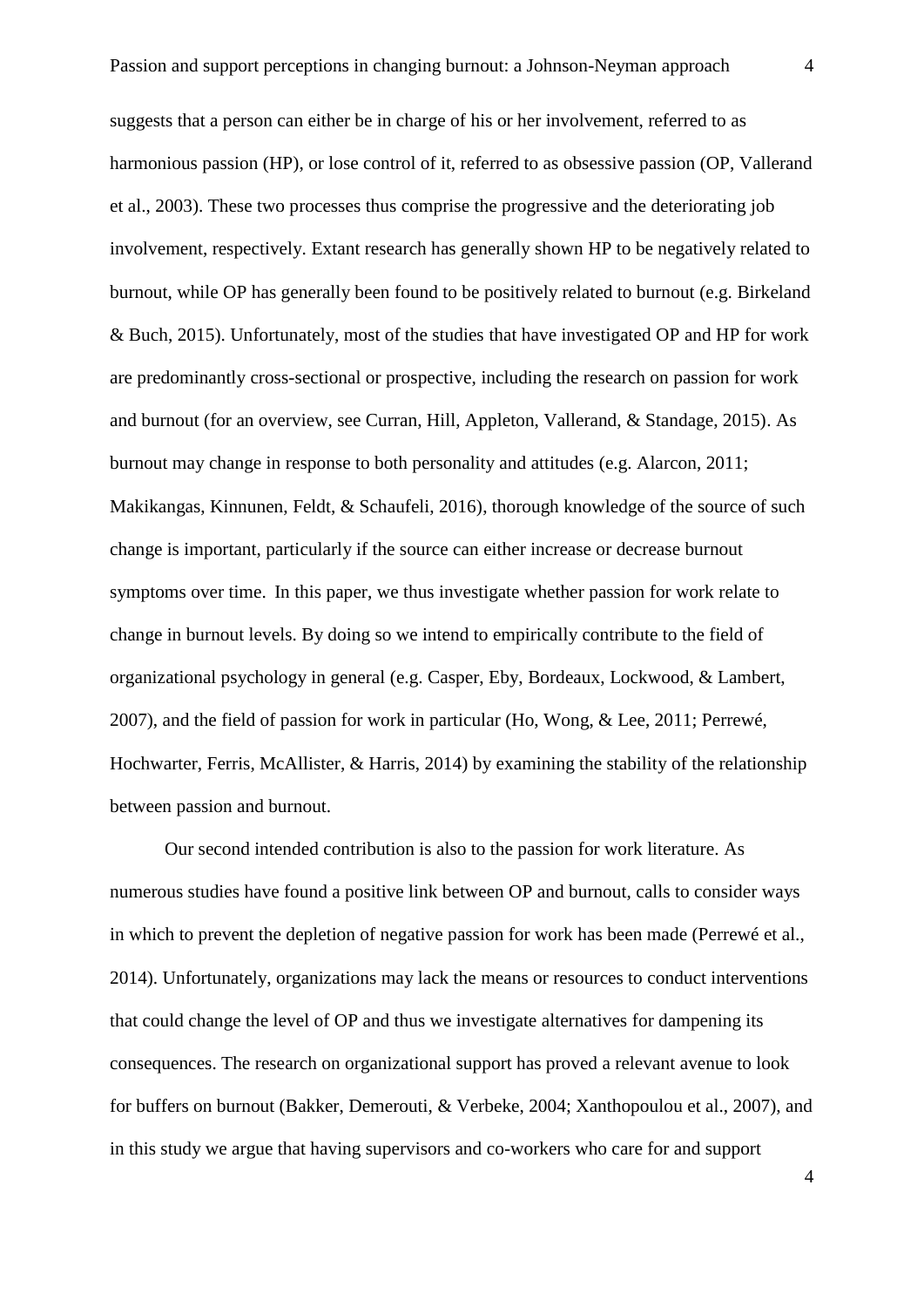suggests that a person can either be in charge of his or her involvement, referred to as harmonious passion (HP), or lose control of it, referred to as obsessive passion (OP, Vallerand et al., 2003). These two processes thus comprise the progressive and the deteriorating job involvement, respectively. Extant research has generally shown HP to be negatively related to burnout, while OP has generally been found to be positively related to burnout (e.g. Birkeland & Buch, 2015). Unfortunately, most of the studies that have investigated OP and HP for work are predominantly cross-sectional or prospective, including the research on passion for work and burnout (for an overview, see Curran, Hill, Appleton, Vallerand, & Standage, 2015). As burnout may change in response to both personality and attitudes (e.g. Alarcon, 2011; Makikangas, Kinnunen, Feldt, & Schaufeli, 2016), thorough knowledge of the source of such change is important, particularly if the source can either increase or decrease burnout symptoms over time. In this paper, we thus investigate whether passion for work relate to change in burnout levels. By doing so we intend to empirically contribute to the field of organizational psychology in general (e.g. Casper, Eby, Bordeaux, Lockwood, & Lambert, 2007), and the field of passion for work in particular (Ho, Wong, & Lee, 2011; Perrewé, Hochwarter, Ferris, McAllister, & Harris, 2014) by examining the stability of the relationship between passion and burnout.

Our second intended contribution is also to the passion for work literature. As numerous studies have found a positive link between OP and burnout, calls to consider ways in which to prevent the depletion of negative passion for work has been made (Perrewé et al., 2014). Unfortunately, organizations may lack the means or resources to conduct interventions that could change the level of OP and thus we investigate alternatives for dampening its consequences. The research on organizational support has proved a relevant avenue to look for buffers on burnout (Bakker, Demerouti, & Verbeke, 2004; Xanthopoulou et al., 2007), and in this study we argue that having supervisors and co-workers who care for and support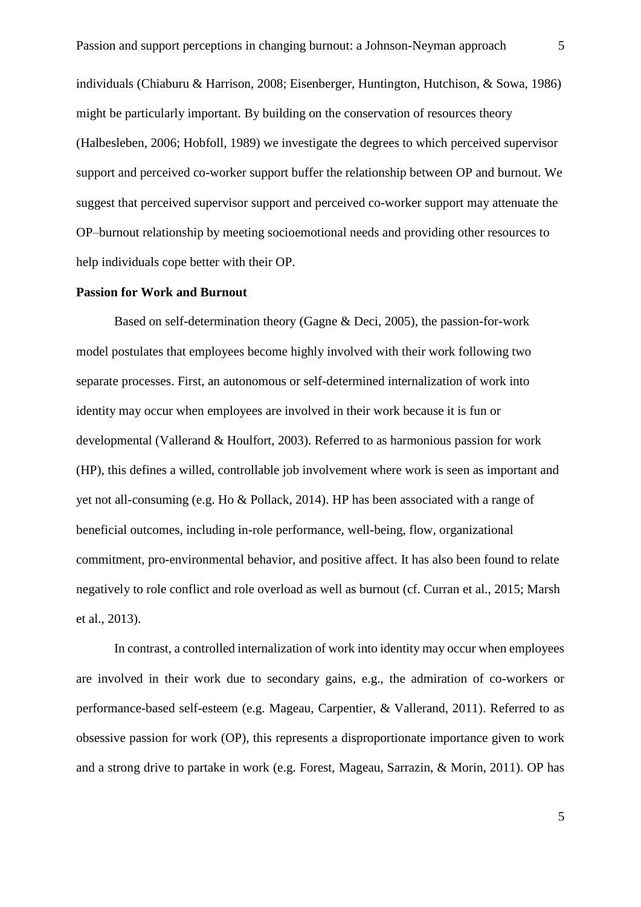individuals (Chiaburu & Harrison, 2008; Eisenberger, Huntington, Hutchison, & Sowa, 1986) might be particularly important. By building on the conservation of resources theory (Halbesleben, 2006; Hobfoll, 1989) we investigate the degrees to which perceived supervisor support and perceived co-worker support buffer the relationship between OP and burnout. We suggest that perceived supervisor support and perceived co-worker support may attenuate the OP–burnout relationship by meeting socioemotional needs and providing other resources to help individuals cope better with their OP.

**Passion for Work and Burnout**

Based on self-determination theory (Gagne & Deci, 2005), the passion-for-work model postulates that employees become highly involved with their work following two separate processes. First, an autonomous or self-determined internalization of work into identity may occur when employees are involved in their work because it is fun or developmental (Vallerand & Houlfort, 2003). Referred to as harmonious passion for work (HP), this defines a willed, controllable job involvement where work is seen as important and yet not all-consuming (e.g. Ho & Pollack, 2014). HP has been associated with a range of beneficial outcomes, including in-role performance, well-being, flow, organizational commitment, pro-environmental behavior, and positive affect. It has also been found to relate negatively to role conflict and role overload as well as burnout (cf. Curran et al., 2015; Marsh et al., 2013).

In contrast, a controlled internalization of work into identity may occur when employees are involved in their work due to secondary gains, e.g., the admiration of co-workers or performance-based self-esteem (e.g. Mageau, Carpentier, & Vallerand, 2011). Referred to as obsessive passion for work (OP), this represents a disproportionate importance given to work and a strong drive to partake in work (e.g. Forest, Mageau, Sarrazin, & Morin, 2011). OP has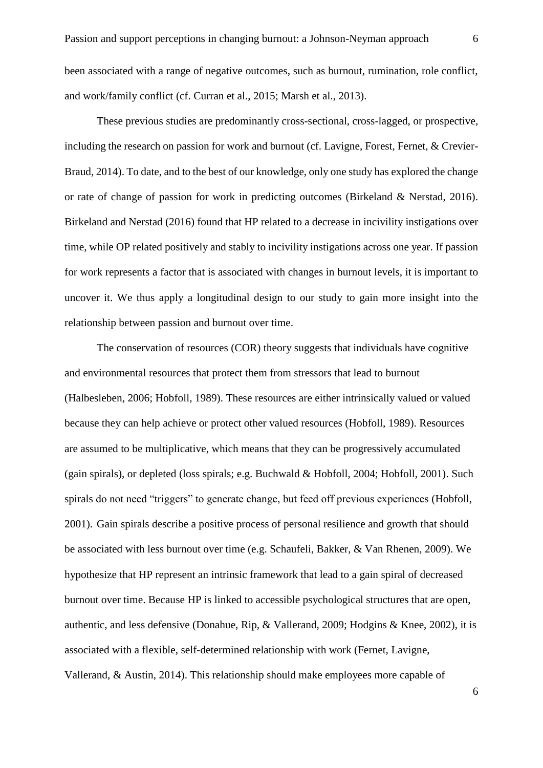been associated with a range of negative outcomes, such as burnout, rumination, role conflict, and work/family conflict (cf. Curran et al., 2015; Marsh et al., 2013).

These previous studies are predominantly cross-sectional, cross-lagged, or prospective, including the research on passion for work and burnout (cf. Lavigne, Forest, Fernet, & Crevier-Braud, 2014). To date, and to the best of our knowledge, only one study has explored the change or rate of change of passion for work in predicting outcomes (Birkeland & Nerstad, 2016). Birkeland and Nerstad (2016) found that HP related to a decrease in incivility instigations over time, while OP related positively and stably to incivility instigations across one year. If passion for work represents a factor that is associated with changes in burnout levels, it is important to uncover it. We thus apply a longitudinal design to our study to gain more insight into the relationship between passion and burnout over time.

The conservation of resources (COR) theory suggests that individuals have cognitive and environmental resources that protect them from stressors that lead to burnout (Halbesleben, 2006; Hobfoll, 1989). These resources are either intrinsically valued or valued because they can help achieve or protect other valued resources (Hobfoll, 1989). Resources are assumed to be multiplicative, which means that they can be progressively accumulated (gain spirals), or depleted (loss spirals; e.g. Buchwald & Hobfoll, 2004; Hobfoll, 2001). Such spirals do not need "triggers" to generate change, but feed off previous experiences (Hobfoll, 2001). Gain spirals describe a positive process of personal resilience and growth that should be associated with less burnout over time (e.g. Schaufeli, Bakker, & Van Rhenen, 2009). We hypothesize that HP represent an intrinsic framework that lead to a gain spiral of decreased burnout over time. Because HP is linked to accessible psychological structures that are open, authentic, and less defensive (Donahue, Rip, & Vallerand, 2009; Hodgins & Knee, 2002), it is associated with a flexible, self-determined relationship with work (Fernet, Lavigne, Vallerand, & Austin, 2014). This relationship should make employees more capable of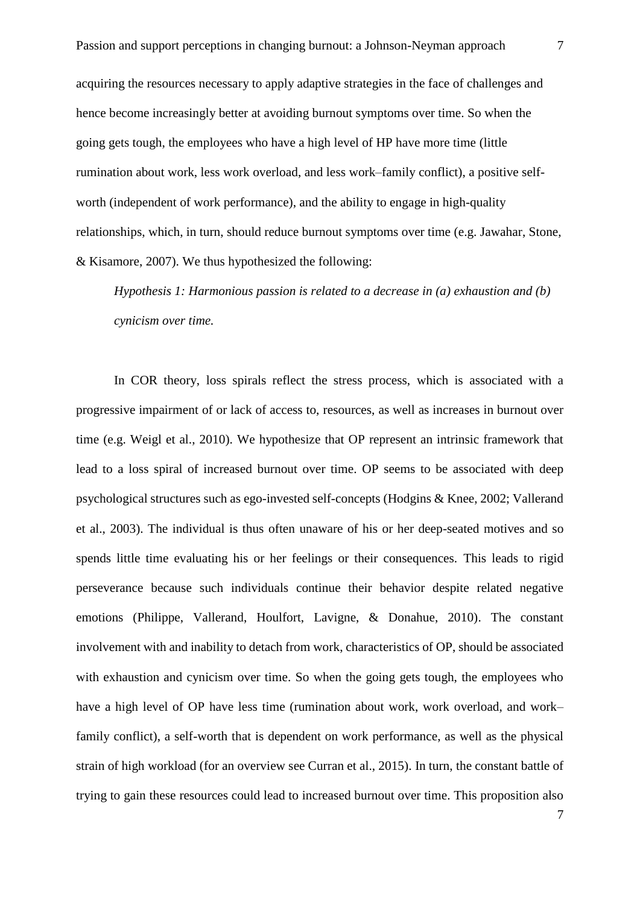acquiring the resources necessary to apply adaptive strategies in the face of challenges and hence become increasingly better at avoiding burnout symptoms over time. So when the going gets tough, the employees who have a high level of HP have more time (little rumination about work, less work overload, and less work–family conflict), a positive self-worth (independent of work performance), and the ability to engage in high-quality relationships, which, in turn, should reduce burnout symptoms over time (e.g. Jawahar, Stone, & Kisamore, 2007). We thus hypothesized the following:

*Hypothesis 1: Harmonious passion is related to a decrease in (a) exhaustion and (b) cynicism over time.*

In COR theory, loss spirals reflect the stress process, which is associated with a progressive impairment of or lack of access to, resources, as well as increases in burnout over time (e.g. Weigl et al., 2010). We hypothesize that OP represent an intrinsic framework that lead to a loss spiral of increased burnout over time. OP seems to be associated with deep psychological structures such as ego-invested self-concepts (Hodgins & Knee, 2002; Vallerand et al., 2003). The individual is thus often unaware of his or her deep-seated motives and so spends little time evaluating his or her feelings or their consequences. This leads to rigid perseverance because such individuals continue their behavior despite related negative emotions (Philippe, Vallerand, Houlfort, Lavigne, & Donahue, 2010). The constant involvement with and inability to detach from work, characteristics of OP, should be associated with exhaustion and cynicism over time. So when the going gets tough, the employees who have a high level of OP have less time (rumination about work, work overload, and work–family conflict), a self-worth that is dependent on work performance, as well as the physical strain of high workload (for an overview see Curran et al., 2015). In turn, the constant battle of trying to gain these resources could lead to increased burnout over time. This proposition also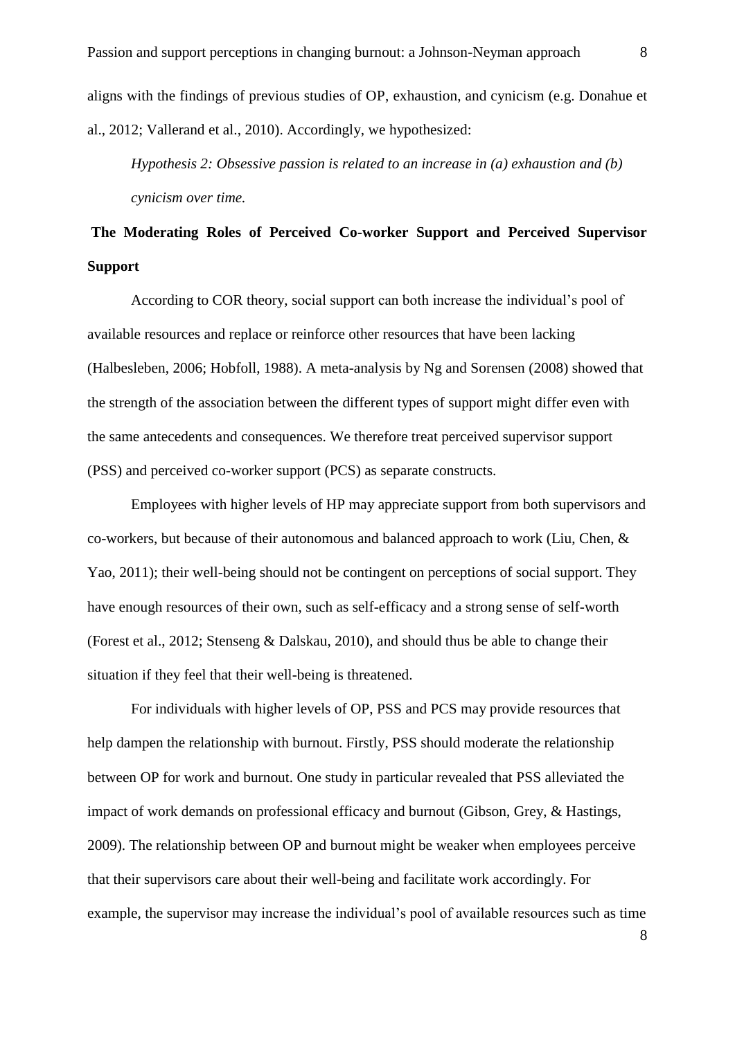aligns with the findings of previous studies of OP, exhaustion, and cynicism (e.g. Donahue et al., 2012; Vallerand et al., 2010). Accordingly, we hypothesized:

*Hypothesis 2: Obsessive passion is related to an increase in (a) exhaustion and (b) cynicism over time.*

## The Moderating Roles of Perceived Co-worker Support and Perceived Supervisor Support

According to COR theory, social support can both increase the individual's pool of available resources and replace or reinforce other resources that have been lacking (Halbesleben, 2006; Hobfoll, 1988). A meta-analysis by Ng and Sorensen (2008) showed that the strength of the association between the different types of support might differ even with the same antecedents and consequences. We therefore treat perceived supervisor support (PSS) and perceived co-worker support (PCS) as separate constructs.

Employees with higher levels of HP may appreciate support from both supervisors and co-workers, but because of their autonomous and balanced approach to work (Liu, Chen, & Yao, 2011); their well-being should not be contingent on perceptions of social support. They have enough resources of their own, such as self-efficacy and a strong sense of self-worth (Forest et al., 2012; Stenseng & Dalskau, 2010), and should thus be able to change their situation if they feel that their well-being is threatened.

For individuals with higher levels of OP, PSS and PCS may provide resources that help dampen the relationship with burnout. Firstly, PSS should moderate the relationship between OP for work and burnout. One study in particular revealed that PSS alleviated the impact of work demands on professional efficacy and burnout (Gibson, Grey, & Hastings, 2009). The relationship between OP and burnout might be weaker when employees perceive that their supervisors care about their well-being and facilitate work accordingly. For example, the supervisor may increase the individual's pool of available resources such as time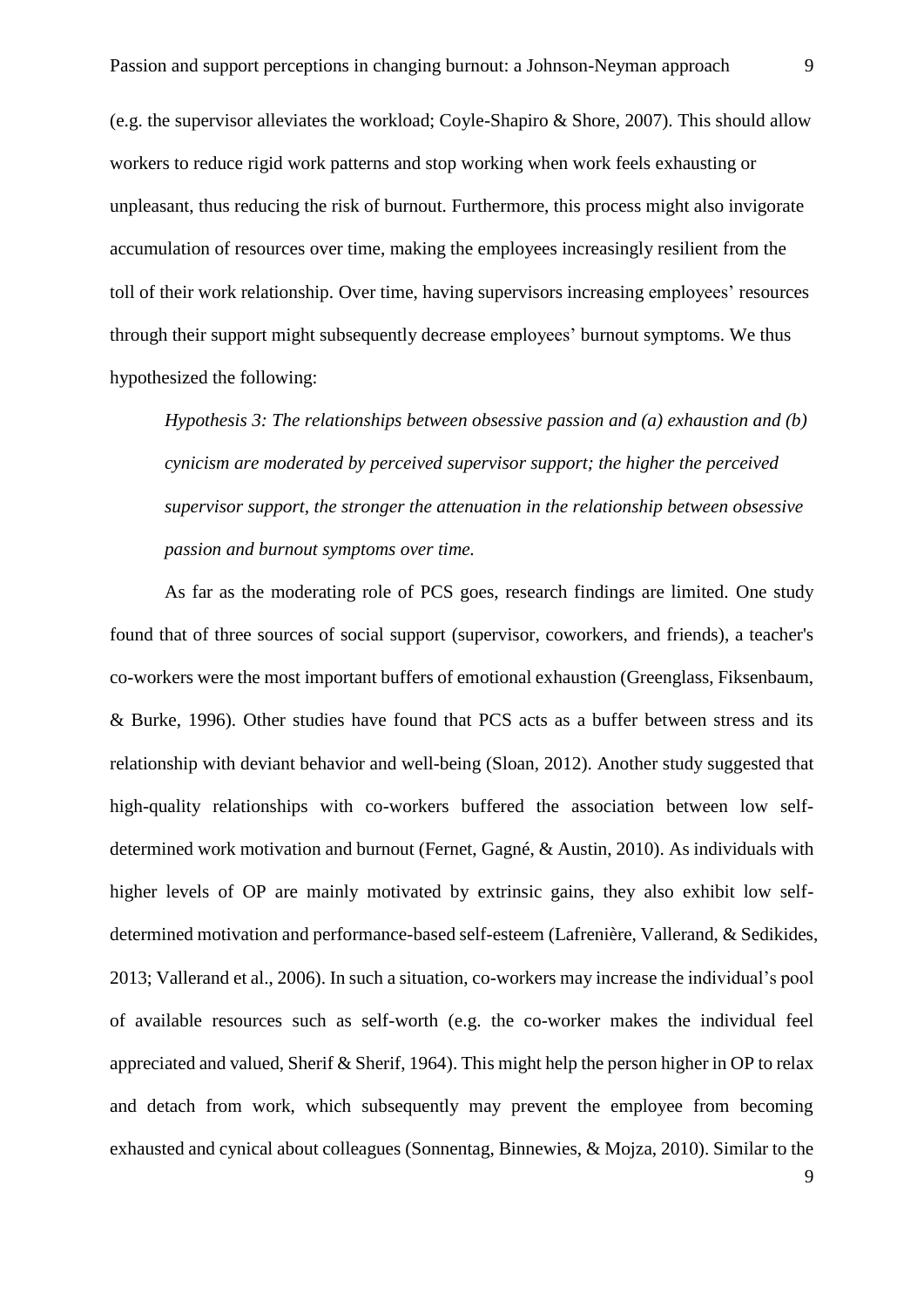(e.g. the supervisor alleviates the workload; Coyle-Shapiro & Shore, 2007). This should allow workers to reduce rigid work patterns and stop working when work feels exhausting or unpleasant, thus reducing the risk of burnout. Furthermore, this process might also invigorate accumulation of resources over time, making the employees increasingly resilient from the toll of their work relationship. Over time, having supervisors increasing employees' resources through their support might subsequently decrease employees' burnout symptoms. We thus hypothesized the following:

*Hypothesis 3: The relationships between obsessive passion and (a) exhaustion and (b) cynicism are moderated by perceived supervisor support; the higher the perceived supervisor support, the stronger the attenuation in the relationship between obsessive passion and burnout symptoms over time.*

As far as the moderating role of PCS goes, research findings are limited. One study found that of three sources of social support (supervisor, coworkers, and friends), a teacher's co-workers were the most important buffers of emotional exhaustion (Greenglass, Fiksenbaum, & Burke, 1996). Other studies have found that PCS acts as a buffer between stress and its relationship with deviant behavior and well-being (Sloan, 2012). Another study suggested that high-quality relationships with co-workers buffered the association between low self-determined work motivation and burnout (Fernet, Gagné, & Austin, 2010). As individuals with higher levels of OP are mainly motivated by extrinsic gains, they also exhibit low self-determined motivation and performance-based self-esteem (Lafrenière, Vallerand, & Sedikides, 2013; Vallerand et al., 2006). In such a situation, co-workers may increase the individual's pool of available resources such as self-worth (e.g. the co-worker makes the individual feel appreciated and valued, Sherif & Sherif, 1964). This might help the person higher in OP to relax and detach from work, which subsequently may prevent the employee from becoming exhausted and cynical about colleagues (Sonnentag, Binnewies, & Mojza, 2010). Similar to the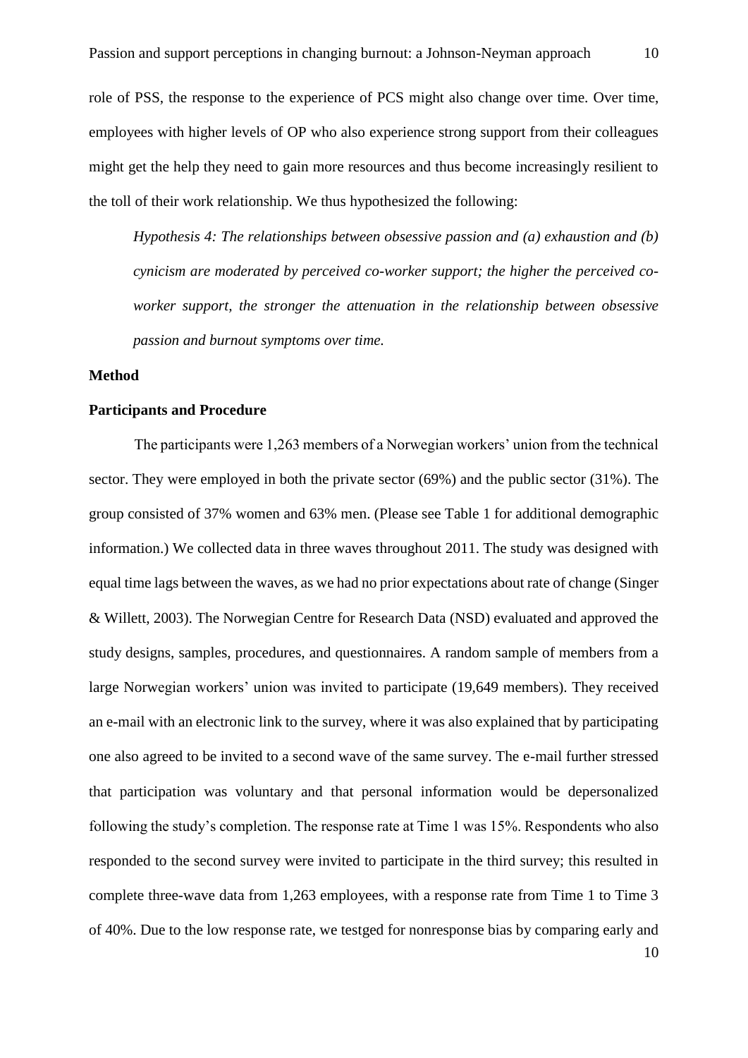role of PSS, the response to the experience of PCS might also change over time. Over time, employees with higher levels of OP who also experience strong support from their colleagues might get the help they need to gain more resources and thus become increasingly resilient to the toll of their work relationship. We thus hypothesized the following:

*Hypothesis 4: The relationships between obsessive passion and (a) exhaustion and (b) cynicism are moderated by perceived co-worker support; the higher the perceived co-worker support, the stronger the attenuation in the relationship between obsessive passion and burnout symptoms over time.*

## Method

### Participants and Procedure

The participants were 1,263 members of a Norwegian workers' union from the technical sector. They were employed in both the private sector (69%) and the public sector (31%). The group consisted of 37% women and 63% men. (Please see Table 1 for additional demographic information.) We collected data in three waves throughout 2011. The study was designed with equal time lags between the waves, as we had no prior expectations about rate of change (Singer & Willett, 2003). The Norwegian Centre for Research Data (NSD) evaluated and approved the study designs, samples, procedures, and questionnaires. A random sample of members from a large Norwegian workers' union was invited to participate (19,649 members). They received an e-mail with an electronic link to the survey, where it was also explained that by participating one also agreed to be invited to a second wave of the same survey. The e-mail further stressed that participation was voluntary and that personal information would be depersonalized following the study's completion. The response rate at Time 1 was 15%. Respondents who also responded to the second survey were invited to participate in the third survey; this resulted in complete three-wave data from 1,263 employees, with a response rate from Time 1 to Time 3 of 40%. Due to the low response rate, we testged for nonresponse bias by comparing early and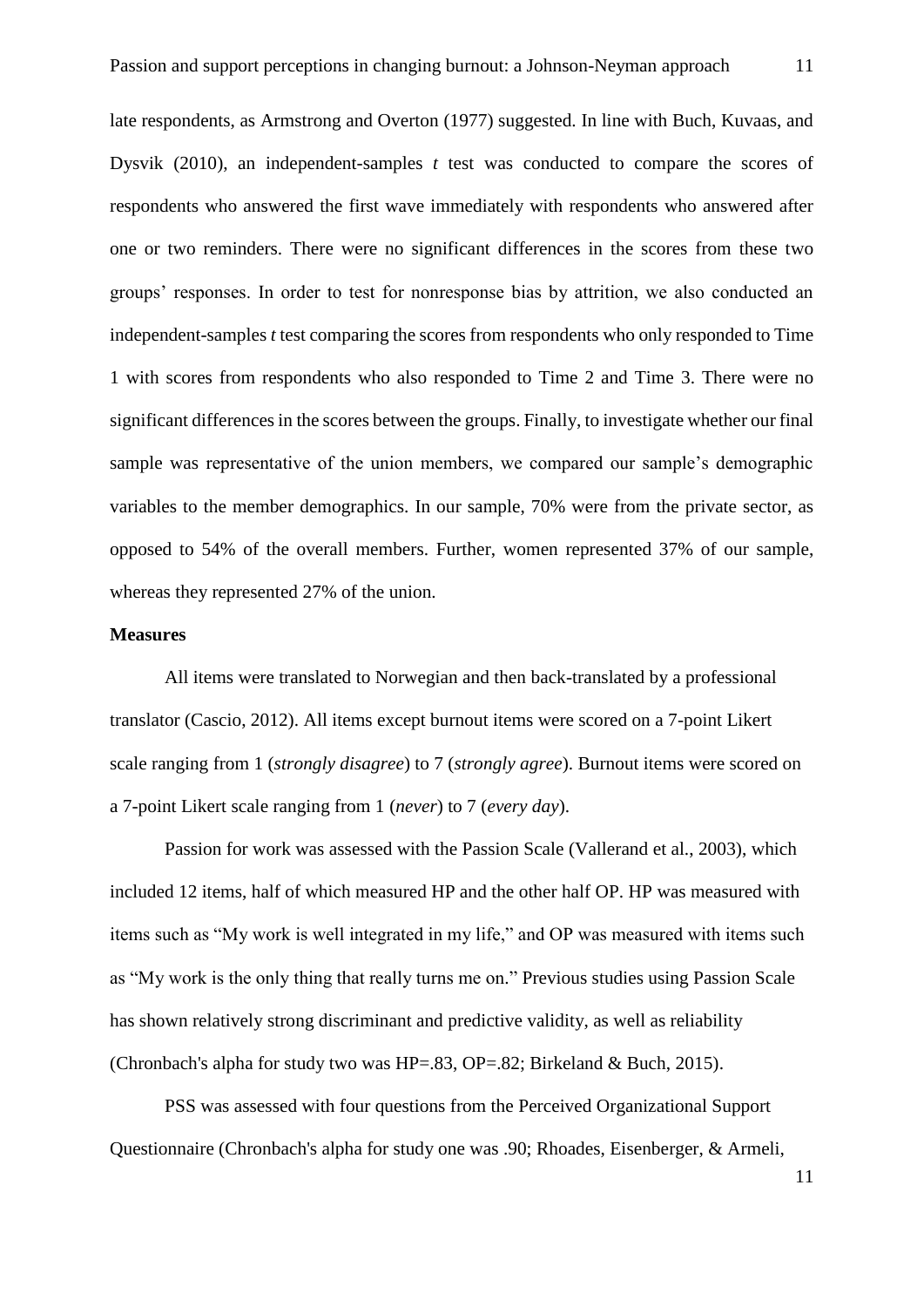late respondents, as Armstrong and Overton (1977) suggested. In line with Buch, Kuvaas, and Dysvik (2010), an independent-samples *t* test was conducted to compare the scores of respondents who answered the first wave immediately with respondents who answered after one or two reminders. There were no significant differences in the scores from these two groups' responses. In order to test for nonresponse bias by attrition, we also conducted an independent-samples *t* test comparing the scores from respondents who only responded to Time 1 with scores from respondents who also responded to Time 2 and Time 3. There were no significant differences in the scores between the groups. Finally, to investigate whether our final sample was representative of the union members, we compared our sample's demographic variables to the member demographics. In our sample, 70% were from the private sector, as opposed to 54% of the overall members. Further, women represented 37% of our sample, whereas they represented 27% of the union.

**Measures**

All items were translated to Norwegian and then back-translated by a professional translator (Cascio, 2012). All items except burnout items were scored on a 7-point Likert scale ranging from 1 (*strongly disagree*) to 7 (*strongly agree*). Burnout items were scored on a 7-point Likert scale ranging from 1 (*never*) to 7 (*every day*).

Passion for work was assessed with the Passion Scale (Vallerand et al., 2003), which included 12 items, half of which measured HP and the other half OP. HP was measured with items such as "My work is well integrated in my life," and OP was measured with items such as "My work is the only thing that really turns me on." Previous studies using Passion Scale has shown relatively strong discriminant and predictive validity, as well as reliability (Chronbach's alpha for study two was HP=.83, OP=.82; Birkeland & Buch, 2015).

PSS was assessed with four questions from the Perceived Organizational Support Questionnaire (Chronbach's alpha for study one was .90; Rhoades, Eisenberger, & Armeli,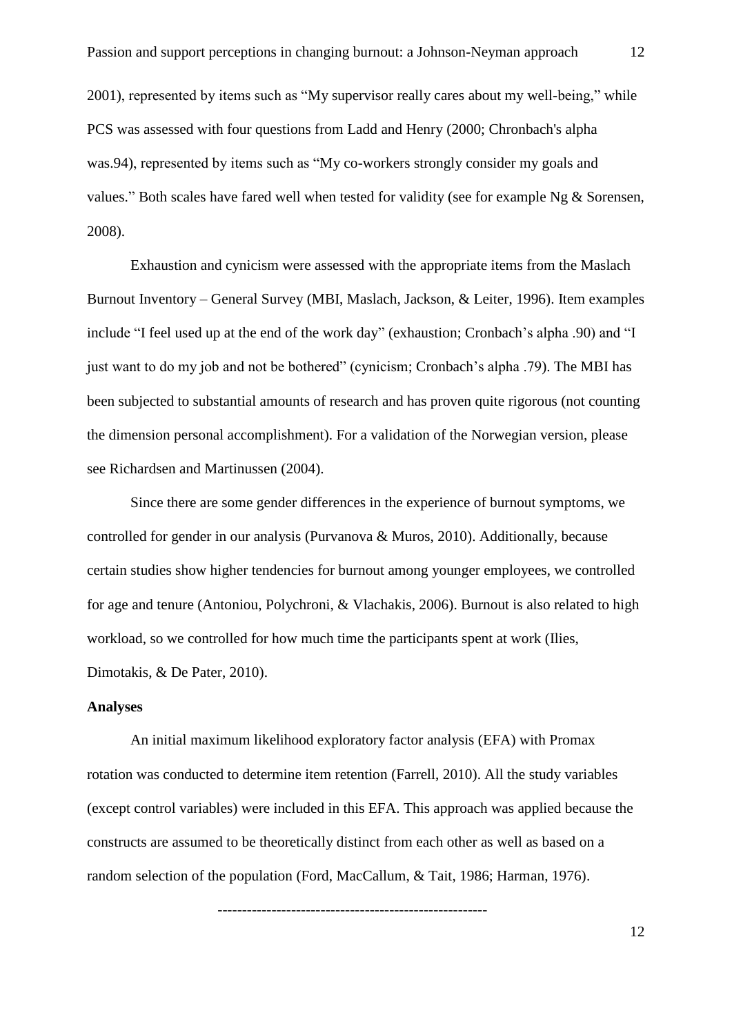2001), represented by items such as “My supervisor really cares about my well-being,” while PCS was assessed with four questions from Ladd and Henry (2000; Chronbach's alpha was.94), represented by items such as “My co-workers strongly consider my goals and values.” Both scales have fared well when tested for validity (see for example Ng & Sorensen, 2008).

Exhaustion and cynicism were assessed with the appropriate items from the Maslach Burnout Inventory – General Survey (MBI, Maslach, Jackson, & Leiter, 1996). Item examples include “I feel used up at the end of the work day” (exhaustion; Cronbach’s alpha .90) and “I just want to do my job and not be bothered” (cynicism; Cronbach’s alpha .79). The MBI has been subjected to substantial amounts of research and has proven quite rigorous (not counting the dimension personal accomplishment). For a validation of the Norwegian version, please see Richardsen and Martinussen (2004).

Since there are some gender differences in the experience of burnout symptoms, we controlled for gender in our analysis (Purvanova & Muros, 2010). Additionally, because certain studies show higher tendencies for burnout among younger employees, we controlled for age and tenure (Antoniou, Polychroni, & Vlachakis, 2006). Burnout is also related to high workload, so we controlled for how much time the participants spent at work (Ilies, Dimotakis, & De Pater, 2010).

**Analyses**

An initial maximum likelihood exploratory factor analysis (EFA) with Promax rotation was conducted to determine item retention (Farrell, 2010). All the study variables (except control variables) were included in this EFA. This approach was applied because the constructs are assumed to be theoretically distinct from each other as well as based on a random selection of the population (Ford, MacCallum, & Tait, 1986; Harman, 1976).

-----------------------------------------------------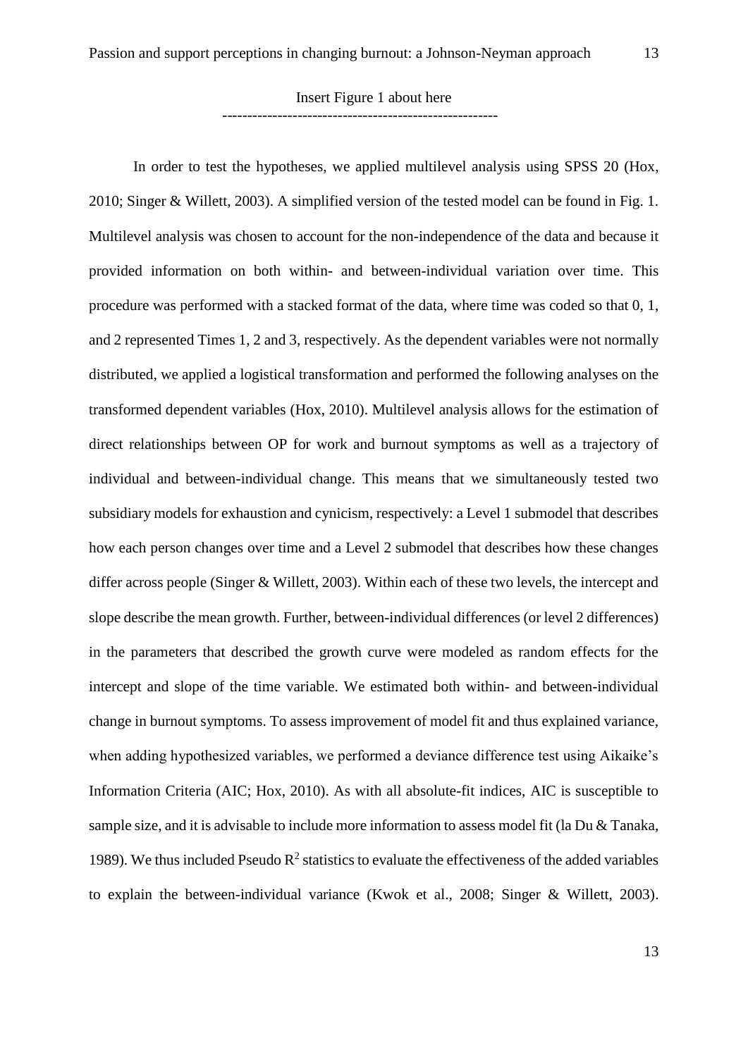Insert Figure 1 about here

-------------------------------------------------------

In order to test the hypotheses, we applied multilevel analysis using SPSS 20 (Hox, 2010; Singer & Willett, 2003). A simplified version of the tested model can be found in Fig. 1. Multilevel analysis was chosen to account for the non-independence of the data and because it provided information on both within- and between-individual variation over time. This procedure was performed with a stacked format of the data, where time was coded so that 0, 1, and 2 represented Times 1, 2 and 3, respectively. As the dependent variables were not normally distributed, we applied a logistical transformation and performed the following analyses on the transformed dependent variables (Hox, 2010). Multilevel analysis allows for the estimation of direct relationships between OP for work and burnout symptoms as well as a trajectory of individual and between-individual change. This means that we simultaneously tested two subsidiary models for exhaustion and cynicism, respectively: a Level 1 submodel that describes how each person changes over time and a Level 2 submodel that describes how these changes differ across people (Singer & Willett, 2003). Within each of these two levels, the intercept and slope describe the mean growth. Further, between-individual differences (or level 2 differences) in the parameters that described the growth curve were modeled as random effects for the intercept and slope of the time variable. We estimated both within- and between-individual change in burnout symptoms. To assess improvement of model fit and thus explained variance, when adding hypothesized variables, we performed a deviance difference test using Aikaike's Information Criteria (AIC; Hox, 2010). As with all absolute-fit indices, AIC is susceptible to sample size, and it is advisable to include more information to assess model fit (la Du & Tanaka, 1989). We thus included Pseudo $R^2$ statistics to evaluate the effectiveness of the added variables to explain the between-individual variance (Kwok et al., 2008; Singer & Willett, 2003).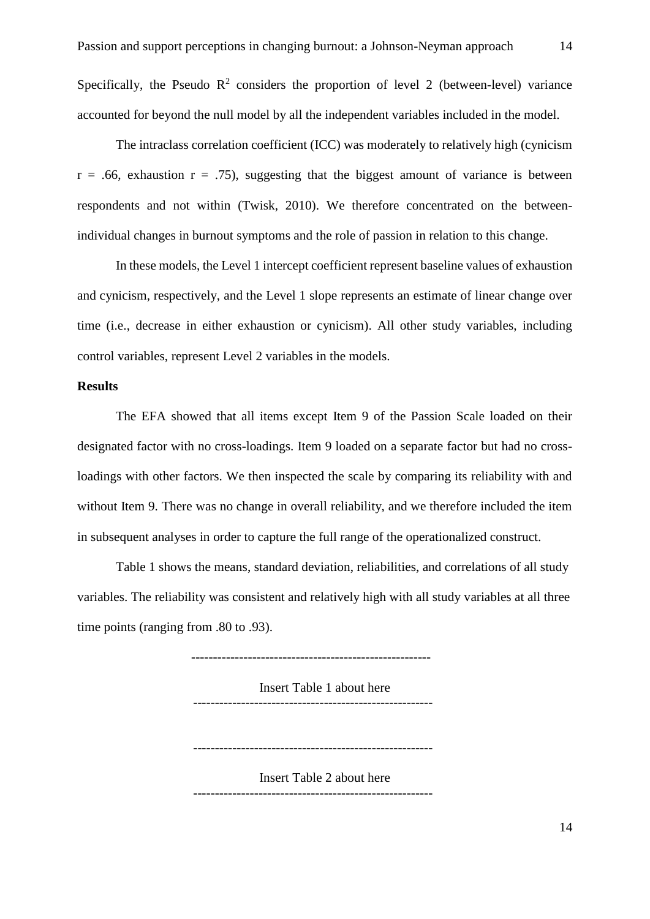Specifically, the Pseudo $R^2$ considers the proportion of level 2 (between-level) variance accounted for beyond the null model by all the independent variables included in the model.

The intraclass correlation coefficient (ICC) was moderately to relatively high (cynicism $r = .66$, exhaustion $r = .75$), suggesting that the biggest amount of variance is between respondents and not within (Twisk, 2010). We therefore concentrated on the between-individual changes in burnout symptoms and the role of passion in relation to this change.

In these models, the Level 1 intercept coefficient represent baseline values of exhaustion and cynicism, respectively, and the Level 1 slope represents an estimate of linear change over time (i.e., decrease in either exhaustion or cynicism). All other study variables, including control variables, represent Level 2 variables in the models.

**Results**

The EFA showed that all items except Item 9 of the Passion Scale loaded on their designated factor with no cross-loadings. Item 9 loaded on a separate factor but had no cross-loadings with other factors. We then inspected the scale by comparing its reliability with and without Item 9. There was no change in overall reliability, and we therefore included the item in subsequent analyses in order to capture the full range of the operationalized construct.

Table 1 shows the means, standard deviation, reliabilities, and correlations of all study variables. The reliability was consistent and relatively high with all study variables at all three time points (ranging from .80 to .93).

------------------------------------------------------

Insert Table 1 about here

------------------------------------------------------

------------------------------------------------------

Insert Table 2 about here

------------------------------------------------------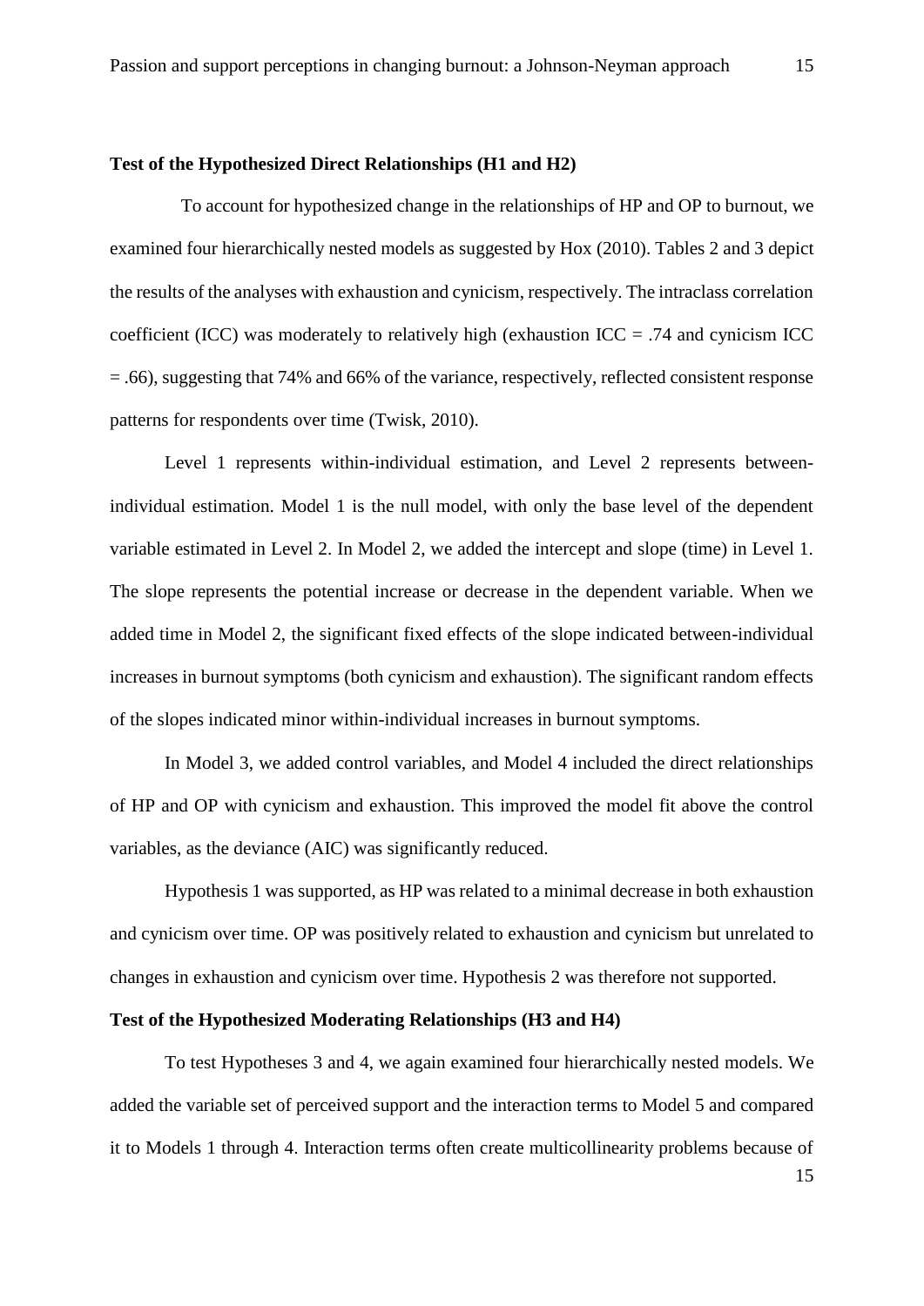**Test of the Hypothesized Direct Relationships (H1 and H2)**

To account for hypothesized change in the relationships of HP and OP to burnout, we examined four hierarchically nested models as suggested by Hox (2010). Tables 2 and 3 depict the results of the analyses with exhaustion and cynicism, respectively. The intraclass correlation coefficient (ICC) was moderately to relatively high (exhaustion ICC = .74 and cynicism ICC = .66), suggesting that 74% and 66% of the variance, respectively, reflected consistent response patterns for respondents over time (Twisk, 2010).

Level 1 represents within-individual estimation, and Level 2 represents between-individual estimation. Model 1 is the null model, with only the base level of the dependent variable estimated in Level 2. In Model 2, we added the intercept and slope (time) in Level 1. The slope represents the potential increase or decrease in the dependent variable. When we added time in Model 2, the significant fixed effects of the slope indicated between-individual increases in burnout symptoms (both cynicism and exhaustion). The significant random effects of the slopes indicated minor within-individual increases in burnout symptoms.

In Model 3, we added control variables, and Model 4 included the direct relationships of HP and OP with cynicism and exhaustion. This improved the model fit above the control variables, as the deviance (AIC) was significantly reduced.

Hypothesis 1 was supported, as HP was related to a minimal decrease in both exhaustion and cynicism over time. OP was positively related to exhaustion and cynicism but unrelated to changes in exhaustion and cynicism over time. Hypothesis 2 was therefore not supported.

**Test of the Hypothesized Moderating Relationships (H3 and H4)**

To test Hypotheses 3 and 4, we again examined four hierarchically nested models. We added the variable set of perceived support and the interaction terms to Model 5 and compared it to Models 1 through 4. Interaction terms often create multicollinearity problems because of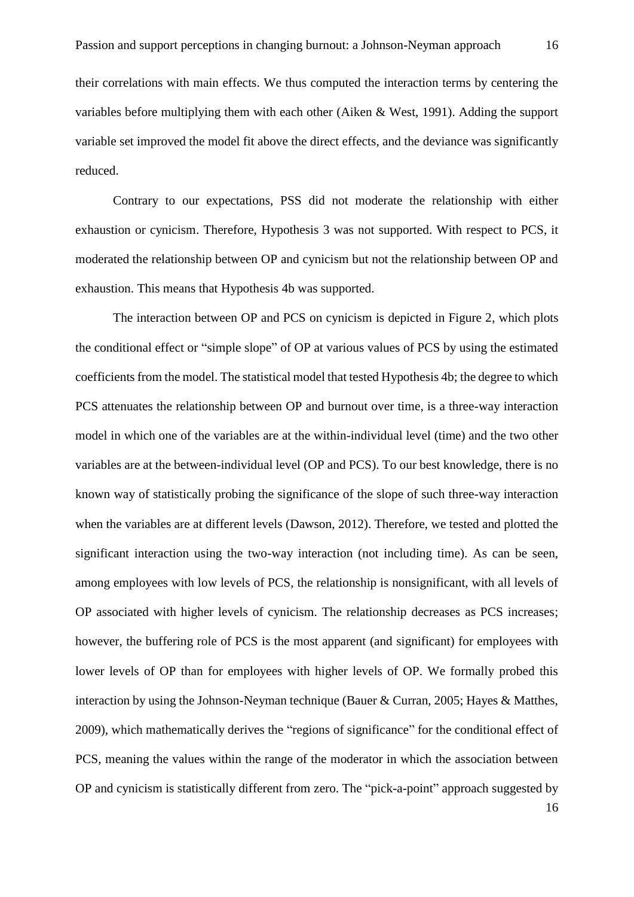their correlations with main effects. We thus computed the interaction terms by centering the variables before multiplying them with each other (Aiken & West, 1991). Adding the support variable set improved the model fit above the direct effects, and the deviance was significantly reduced.

Contrary to our expectations, PSS did not moderate the relationship with either exhaustion or cynicism. Therefore, Hypothesis 3 was not supported. With respect to PCS, it moderated the relationship between OP and cynicism but not the relationship between OP and exhaustion. This means that Hypothesis 4b was supported.

The interaction between OP and PCS on cynicism is depicted in Figure 2, which plots the conditional effect or "simple slope" of OP at various values of PCS by using the estimated coefficients from the model. The statistical model that tested Hypothesis 4b; the degree to which PCS attenuates the relationship between OP and burnout over time, is a three-way interaction model in which one of the variables are at the within-individual level (time) and the two other variables are at the between-individual level (OP and PCS). To our best knowledge, there is no known way of statistically probing the significance of the slope of such three-way interaction when the variables are at different levels (Dawson, 2012). Therefore, we tested and plotted the significant interaction using the two-way interaction (not including time). As can be seen, among employees with low levels of PCS, the relationship is nonsignificant, with all levels of OP associated with higher levels of cynicism. The relationship decreases as PCS increases; however, the buffering role of PCS is the most apparent (and significant) for employees with lower levels of OP than for employees with higher levels of OP. We formally probed this interaction by using the Johnson-Neyman technique (Bauer & Curran, 2005; Hayes & Matthes, 2009), which mathematically derives the "regions of significance" for the conditional effect of PCS, meaning the values within the range of the moderator in which the association between OP and cynicism is statistically different from zero. The "pick-a-point" approach suggested by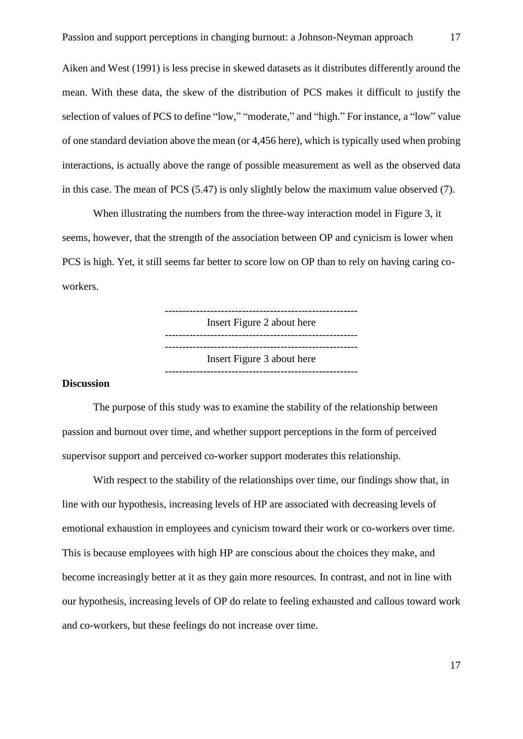Aiken and West (1991) is less precise in skewed datasets as it distributes differently around the mean. With these data, the skew of the distribution of PCS makes it difficult to justify the selection of values of PCS to define "low," "moderate," and "high." For instance, a "low" value of one standard deviation above the mean (or 4,456 here), which is typically used when probing interactions, is actually above the range of possible measurement as well as the observed data in this case. The mean of PCS (5.47) is only slightly below the maximum value observed (7).

When illustrating the numbers from the three-way interaction model in Figure 3, it seems, however, that the strength of the association between OP and cynicism is lower when PCS is high. Yet, it still seems far better to score low on OP than to rely on having caring co-workers.

---

Insert Figure 2 about here

---

---

Insert Figure 3 about here

---

**Discussion**

The purpose of this study was to examine the stability of the relationship between passion and burnout over time, and whether support perceptions in the form of perceived supervisor support and perceived co-worker support moderates this relationship.

With respect to the stability of the relationships over time, our findings show that, in line with our hypothesis, increasing levels of HP are associated with decreasing levels of emotional exhaustion in employees and cynicism toward their work or co-workers over time. This is because employees with high HP are conscious about the choices they make, and become increasingly better at it as they gain more resources. In contrast, and not in line with our hypothesis, increasing levels of OP do relate to feeling exhausted and callous toward work and co-workers, but these feelings do not increase over time.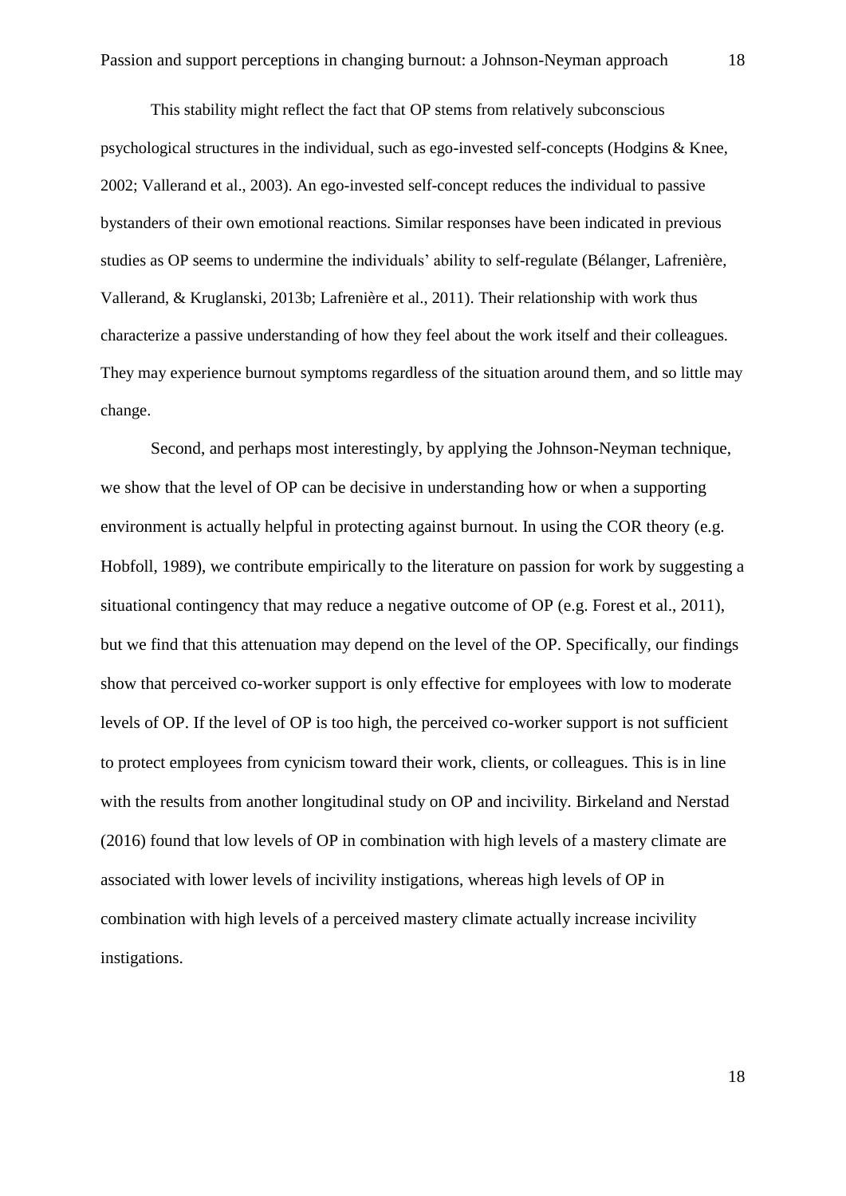This stability might reflect the fact that OP stems from relatively subconscious psychological structures in the individual, such as ego-invested self-concepts (Hodgins & Knee, 2002; Vallerand et al., 2003). An ego-invested self-concept reduces the individual to passive bystanders of their own emotional reactions. Similar responses have been indicated in previous studies as OP seems to undermine the individuals' ability to self-regulate (Bélanger, Lafrenière, Vallerand, & Kruglanski, 2013b; Lafrenière et al., 2011). Their relationship with work thus characterize a passive understanding of how they feel about the work itself and their colleagues. They may experience burnout symptoms regardless of the situation around them, and so little may change.

Second, and perhaps most interestingly, by applying the Johnson-Neyman technique, we show that the level of OP can be decisive in understanding how or when a supporting environment is actually helpful in protecting against burnout. In using the COR theory (e.g. Hobfoll, 1989), we contribute empirically to the literature on passion for work by suggesting a situational contingency that may reduce a negative outcome of OP (e.g. Forest et al., 2011), but we find that this attenuation may depend on the level of the OP. Specifically, our findings show that perceived co-worker support is only effective for employees with low to moderate levels of OP. If the level of OP is too high, the perceived co-worker support is not sufficient to protect employees from cynicism toward their work, clients, or colleagues. This is in line with the results from another longitudinal study on OP and incivility. Birkeland and Nerstad (2016) found that low levels of OP in combination with high levels of a mastery climate are associated with lower levels of incivility instigations, whereas high levels of OP in combination with high levels of a perceived mastery climate actually increase incivility instigations.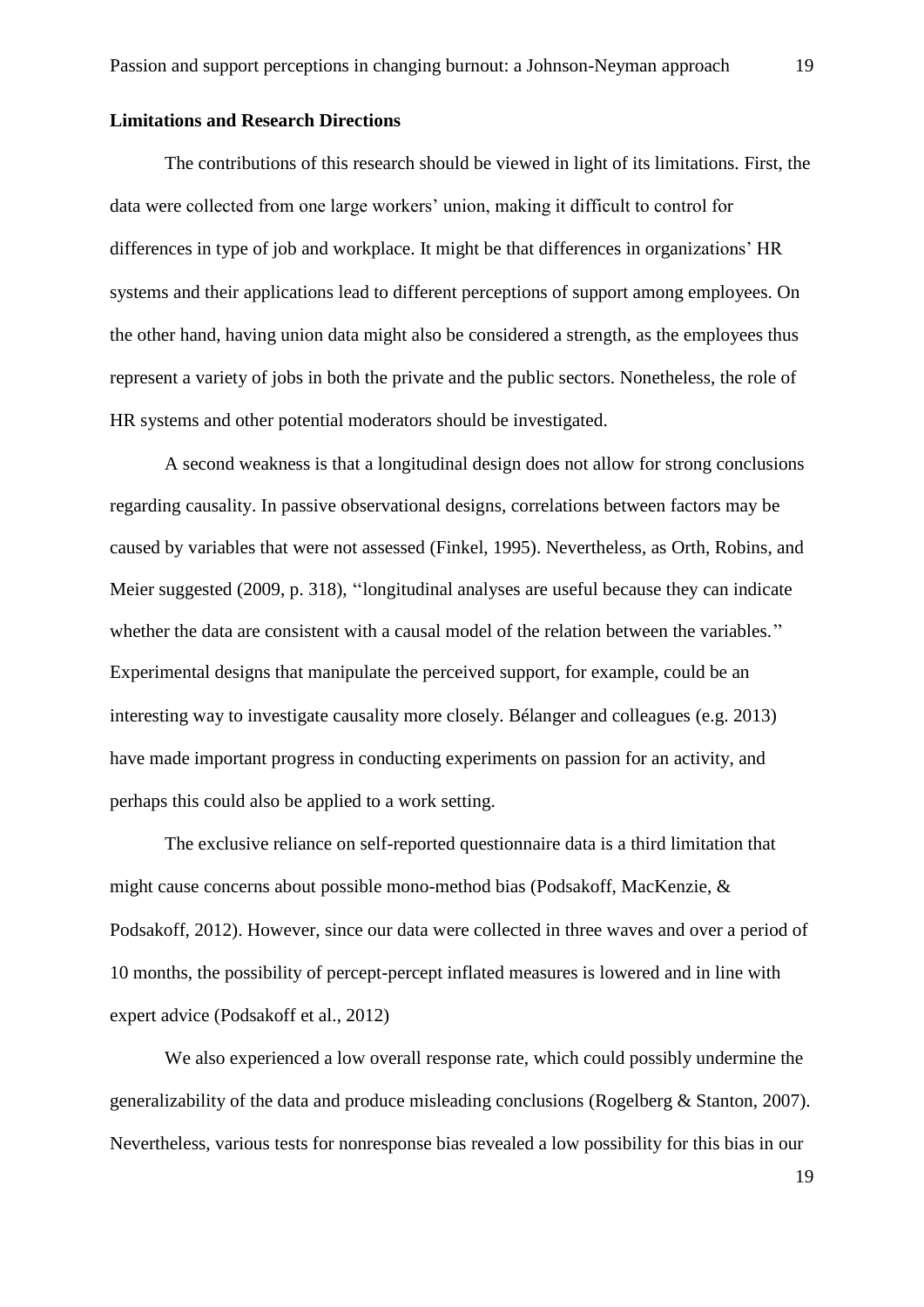**Limitations and Research Directions**

The contributions of this research should be viewed in light of its limitations. First, the data were collected from one large workers' union, making it difficult to control for differences in type of job and workplace. It might be that differences in organizations' HR systems and their applications lead to different perceptions of support among employees. On the other hand, having union data might also be considered a strength, as the employees thus represent a variety of jobs in both the private and the public sectors. Nonetheless, the role of HR systems and other potential moderators should be investigated.

A second weakness is that a longitudinal design does not allow for strong conclusions regarding causality. In passive observational designs, correlations between factors may be caused by variables that were not assessed (Finkel, 1995). Nevertheless, as Orth, Robins, and Meier suggested (2009, p. 318), ''longitudinal analyses are useful because they can indicate whether the data are consistent with a causal model of the relation between the variables.'' Experimental designs that manipulate the perceived support, for example, could be an interesting way to investigate causality more closely. Bélanger and colleagues (e.g. 2013) have made important progress in conducting experiments on passion for an activity, and perhaps this could also be applied to a work setting.

The exclusive reliance on self-reported questionnaire data is a third limitation that might cause concerns about possible mono-method bias (Podsakoff, MacKenzie, & Podsakoff, 2012). However, since our data were collected in three waves and over a period of 10 months, the possibility of percept-percept inflated measures is lowered and in line with expert advice (Podsakoff et al., 2012)

We also experienced a low overall response rate, which could possibly undermine the generalizability of the data and produce misleading conclusions (Rogelberg & Stanton, 2007). Nevertheless, various tests for nonresponse bias revealed a low possibility for this bias in our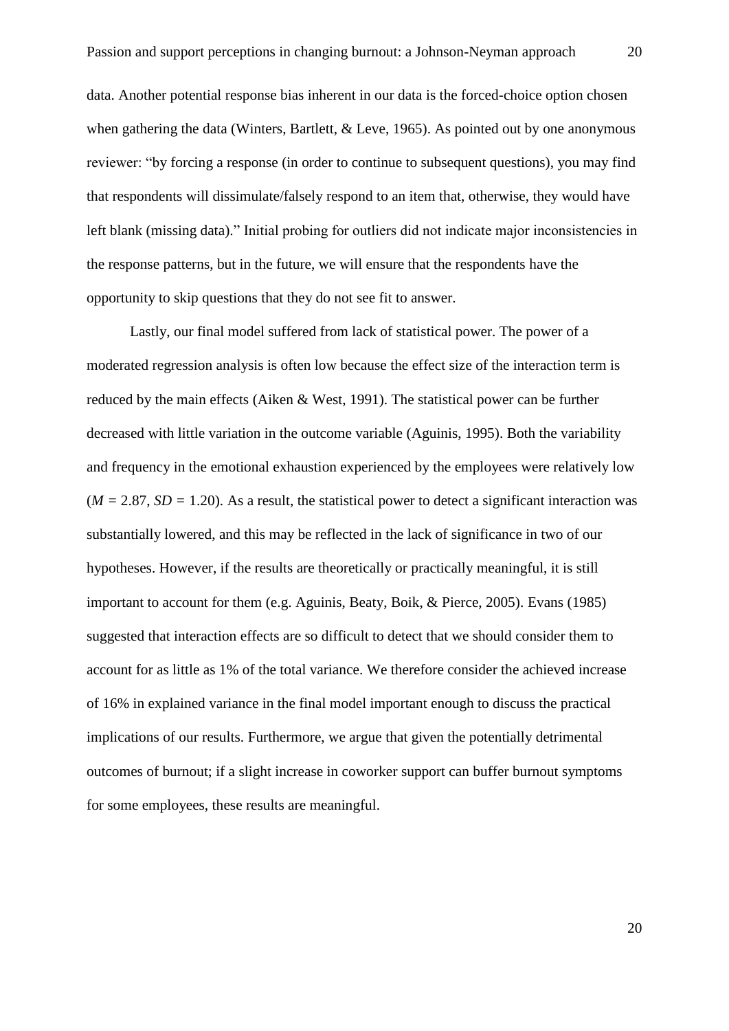data. Another potential response bias inherent in our data is the forced-choice option chosen when gathering the data (Winters, Bartlett, & Leve, 1965). As pointed out by one anonymous reviewer: "by forcing a response (in order to continue to subsequent questions), you may find that respondents will dissimulate/falsely respond to an item that, otherwise, they would have left blank (missing data)." Initial probing for outliers did not indicate major inconsistencies in the response patterns, but in the future, we will ensure that the respondents have the opportunity to skip questions that they do not see fit to answer.

Lastly, our final model suffered from lack of statistical power. The power of a moderated regression analysis is often low because the effect size of the interaction term is reduced by the main effects (Aiken & West, 1991). The statistical power can be further decreased with little variation in the outcome variable (Aguinis, 1995). Both the variability and frequency in the emotional exhaustion experienced by the employees were relatively low ($M = 2.87$, $SD = 1.20$). As a result, the statistical power to detect a significant interaction was substantially lowered, and this may be reflected in the lack of significance in two of our hypotheses. However, if the results are theoretically or practically meaningful, it is still important to account for them (e.g. Aguinis, Beaty, Boik, & Pierce, 2005). Evans (1985) suggested that interaction effects are so difficult to detect that we should consider them to account for as little as 1% of the total variance. We therefore consider the achieved increase of 16% in explained variance in the final model important enough to discuss the practical implications of our results. Furthermore, we argue that given the potentially detrimental outcomes of burnout; if a slight increase in coworker support can buffer burnout symptoms for some employees, these results are meaningful.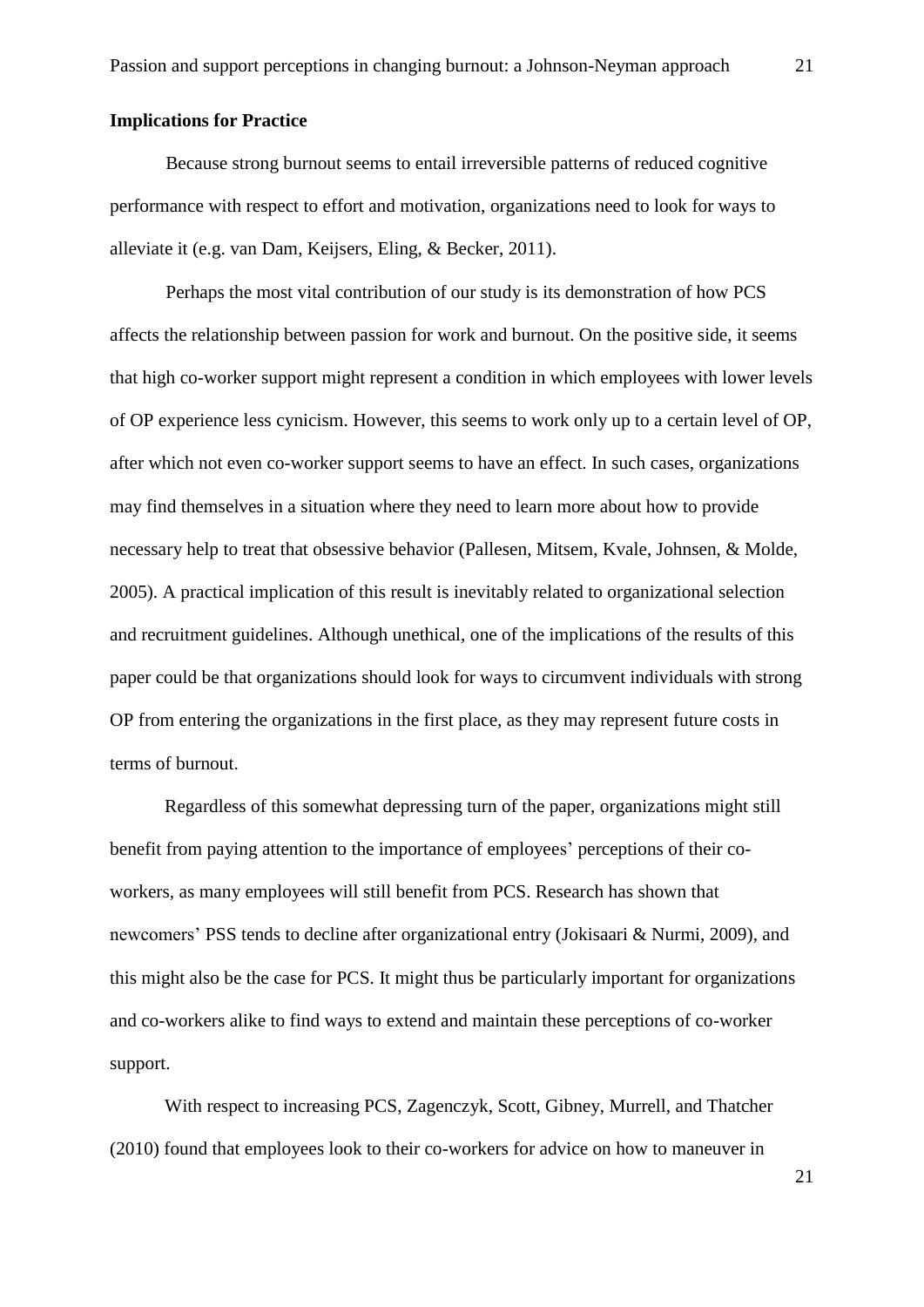### Implications for Practice

Because strong burnout seems to entail irreversible patterns of reduced cognitive performance with respect to effort and motivation, organizations need to look for ways to alleviate it (e.g. van Dam, Keijsers, Eling, & Becker, 2011).

Perhaps the most vital contribution of our study is its demonstration of how PCS affects the relationship between passion for work and burnout. On the positive side, it seems that high co-worker support might represent a condition in which employees with lower levels of OP experience less cynicism. However, this seems to work only up to a certain level of OP, after which not even co-worker support seems to have an effect. In such cases, organizations may find themselves in a situation where they need to learn more about how to provide necessary help to treat that obsessive behavior (Pallesen, Mitsem, Kvale, Johnsen, & Molde, 2005). A practical implication of this result is inevitably related to organizational selection and recruitment guidelines. Although unethical, one of the implications of the results of this paper could be that organizations should look for ways to circumvent individuals with strong OP from entering the organizations in the first place, as they may represent future costs in terms of burnout.

Regardless of this somewhat depressing turn of the paper, organizations might still benefit from paying attention to the importance of employees' perceptions of their co-workers, as many employees will still benefit from PCS. Research has shown that newcomers' PSS tends to decline after organizational entry (Jokisaari & Nurmi, 2009), and this might also be the case for PCS. It might thus be particularly important for organizations and co-workers alike to find ways to extend and maintain these perceptions of co-worker support.

With respect to increasing PCS, Zagenczyk, Scott, Gibney, Murrell, and Thatcher (2010) found that employees look to their co-workers for advice on how to maneuver in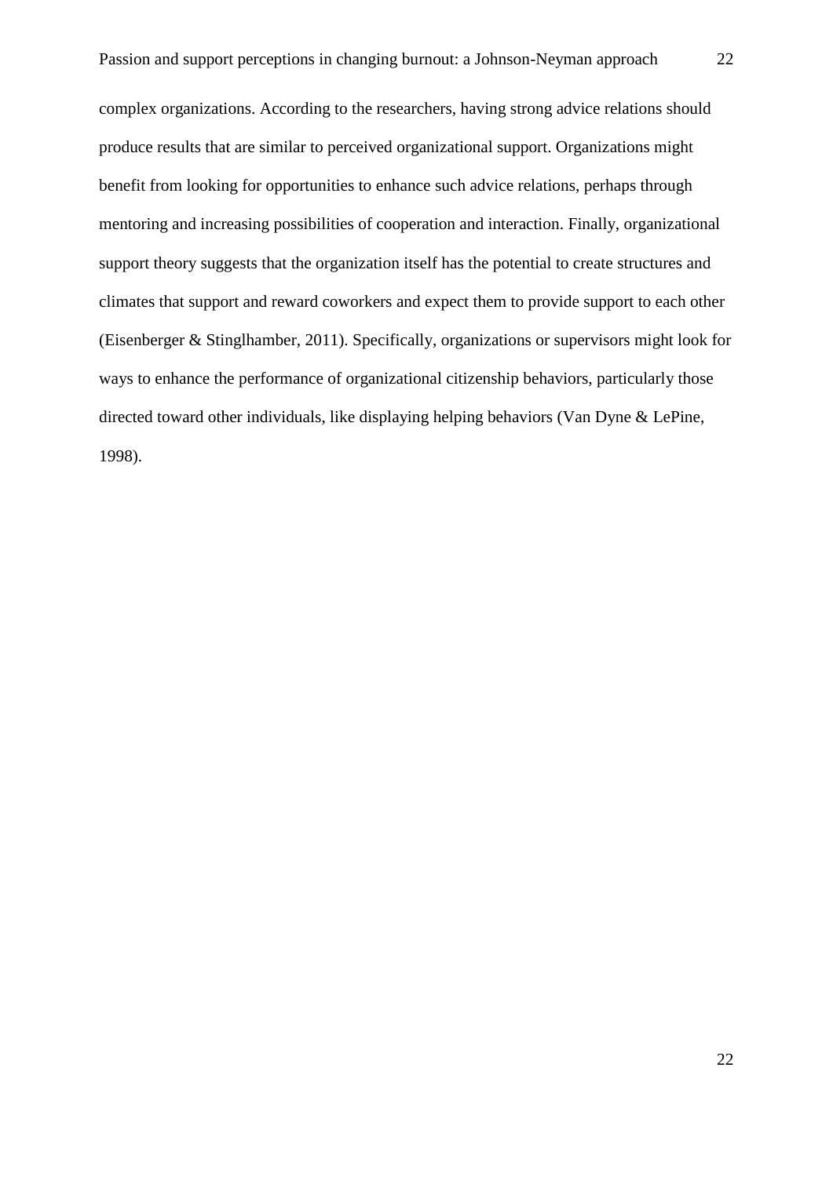complex organizations. According to the researchers, having strong advice relations should produce results that are similar to perceived organizational support. Organizations might benefit from looking for opportunities to enhance such advice relations, perhaps through mentoring and increasing possibilities of cooperation and interaction. Finally, organizational support theory suggests that the organization itself has the potential to create structures and climates that support and reward coworkers and expect them to provide support to each other (Eisenberger & Stinglhamber, 2011). Specifically, organizations or supervisors might look for ways to enhance the performance of organizational citizenship behaviors, particularly those directed toward other individuals, like displaying helping behaviors (Van Dyne & LePine, 1998).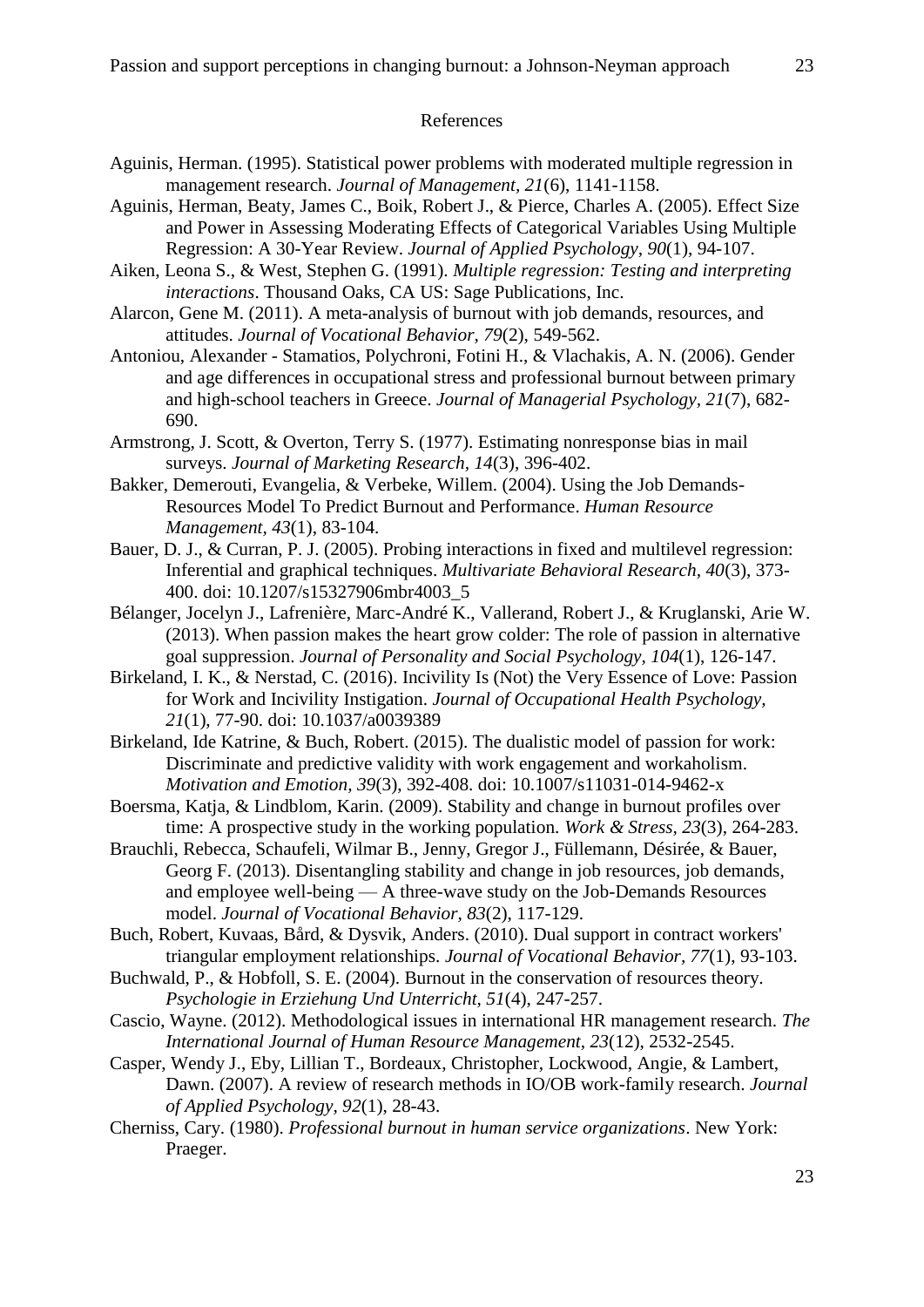## References

Aguinis, Herman. (1995). Statistical power problems with moderated multiple regression in management research. *Journal of Management, 21*(6), 1141-1158.

Aguinis, Herman, Beaty, James C., Boik, Robert J., & Pierce, Charles A. (2005). Effect Size and Power in Assessing Moderating Effects of Categorical Variables Using Multiple Regression: A 30-Year Review. *Journal of Applied Psychology, 90*(1), 94-107.

Aiken, Leona S., & West, Stephen G. (1991). *Multiple regression: Testing and interpreting interactions*. Thousand Oaks, CA US: Sage Publications, Inc.

Alarcon, Gene M. (2011). A meta-analysis of burnout with job demands, resources, and attitudes. *Journal of Vocational Behavior, 79*(2), 549-562.

Antoniou, Alexander - Stamatios, Polychroni, Fotini H., & Vlachakis, A. N. (2006). Gender and age differences in occupational stress and professional burnout between primary and high-school teachers in Greece. *Journal of Managerial Psychology, 21*(7), 682-690.

Armstrong, J. Scott, & Overton, Terry S. (1977). Estimating nonresponse bias in mail surveys. *Journal of Marketing Research, 14*(3), 396-402.

Bakker, Demerouti, Evangelia, & Verbeke, Willem. (2004). Using the Job Demands-Resources Model To Predict Burnout and Performance. *Human Resource Management, 43*(1), 83-104.

Bauer, D. J., & Curran, P. J. (2005). Probing interactions in fixed and multilevel regression: Inferential and graphical techniques. *Multivariate Behavioral Research, 40*(3), 373-400. doi: 10.1207/s15327906mbr4003_5

Bélanger, Jocelyn J., Lafrenière, Marc-André K., Vallerand, Robert J., & Kruglanski, Arie W. (2013). When passion makes the heart grow colder: The role of passion in alternative goal suppression. *Journal of Personality and Social Psychology, 104*(1), 126-147.

Birkeland, I. K., & Nerstad, C. (2016). Incivility Is (Not) the Very Essence of Love: Passion for Work and Incivility Instigation. *Journal of Occupational Health Psychology, 21*(1), 77-90. doi: 10.1037/a0039389

Birkeland, Ide Katrine, & Buch, Robert. (2015). The dualistic model of passion for work: Discriminate and predictive validity with work engagement and workaholism. *Motivation and Emotion, 39*(3), 392-408. doi: 10.1007/s11031-014-9462-x

Boersma, Katja, & Lindblom, Karin. (2009). Stability and change in burnout profiles over time: A prospective study in the working population. *Work & Stress, 23*(3), 264-283.

Brauchli, Rebecca, Schaufeli, Wilmar B., Jenny, Gregor J., Füllemann, Désirée, & Bauer, Georg F. (2013). Disentangling stability and change in job resources, job demands, and employee well-being — A three-wave study on the Job-Demands Resources model. *Journal of Vocational Behavior, 83*(2), 117-129.

Buch, Robert, Kuvaas, Bård, & Dysvik, Anders. (2010). Dual support in contract workers' triangular employment relationships. *Journal of Vocational Behavior, 77*(1), 93-103.

Buchwald, P., & Hobfoll, S. E. (2004). Burnout in the conservation of resources theory. *Psychologie in Erziehung Und Unterricht, 51*(4), 247-257.

Cascio, Wayne. (2012). Methodological issues in international HR management research. *The International Journal of Human Resource Management, 23*(12), 2532-2545.

Casper, Wendy J., Eby, Lillian T., Bordeaux, Christopher, Lockwood, Angie, & Lambert, Dawn. (2007). A review of research methods in IO/OB work-family research. *Journal of Applied Psychology, 92*(1), 28-43.

Cherniss, Cary. (1980). *Professional burnout in human service organizations*. New York: Praeger.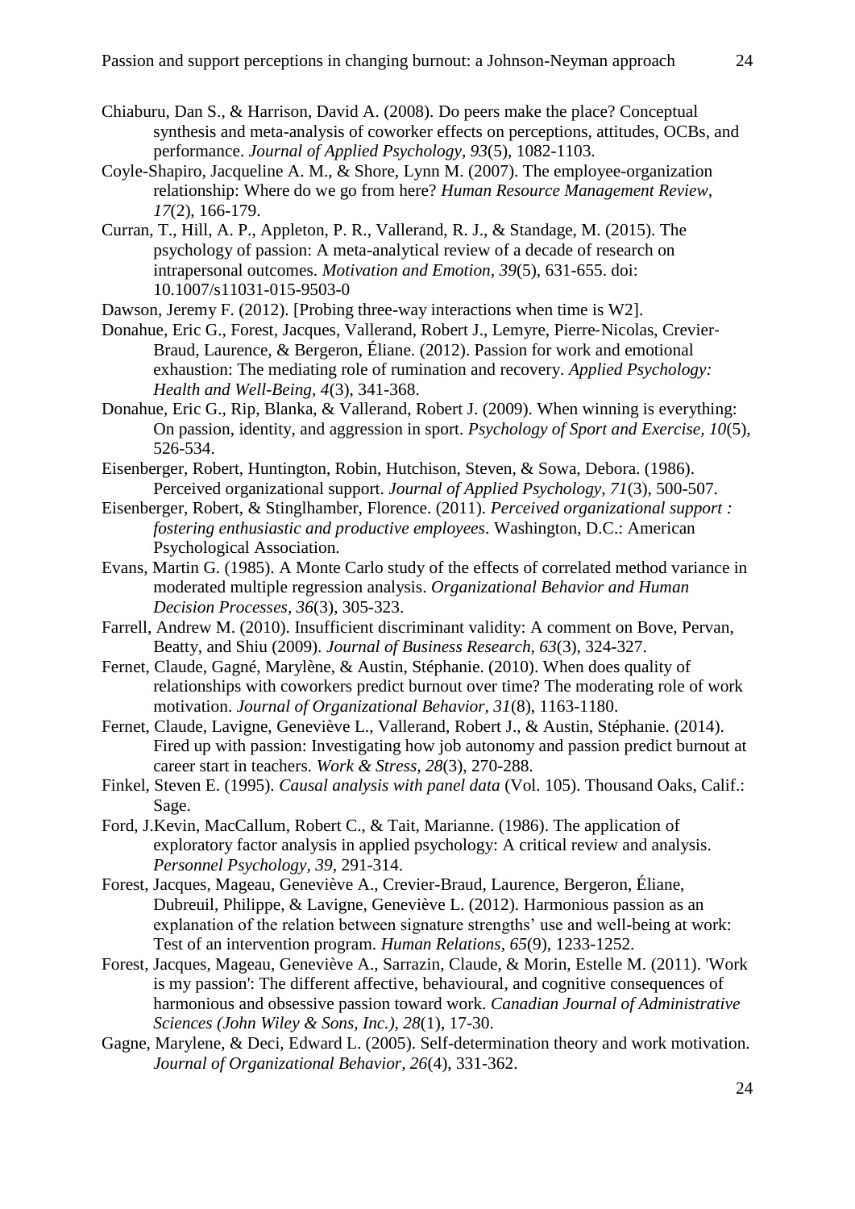Chiaburu, Dan S., & Harrison, David A. (2008). Do peers make the place? Conceptual synthesis and meta-analysis of coworker effects on perceptions, attitudes, OCBs, and performance. *Journal of Applied Psychology, 93*(5), 1082-1103.

Coyle-Shapiro, Jacqueline A. M., & Shore, Lynn M. (2007). The employee-organization relationship: Where do we go from here? *Human Resource Management Review, 17*(2), 166-179.

Curran, T., Hill, A. P., Appleton, P. R., Vallerand, R. J., & Standage, M. (2015). The psychology of passion: A meta-analytical review of a decade of research on intrapersonal outcomes. *Motivation and Emotion, 39*(5), 631-655. doi: 10.1007/s11031-015-9503-0

Dawson, Jeremy F. (2012). [Probing three-way interactions when time is W2].

Donahue, Eric G., Forest, Jacques, Vallerand, Robert J., Lemyre, Pierre-Nicolas, Crevier-Braud, Laurence, & Bergeron, Éliane. (2012). Passion for work and emotional exhaustion: The mediating role of rumination and recovery. *Applied Psychology: Health and Well-Being, 4*(3), 341-368.

Donahue, Eric G., Rip, Blanka, & Vallerand, Robert J. (2009). When winning is everything: On passion, identity, and aggression in sport. *Psychology of Sport and Exercise, 10*(5), 526-534.

Eisenberger, Robert, Huntington, Robin, Hutchison, Steven, & Sowa, Debora. (1986). Perceived organizational support. *Journal of Applied Psychology, 71*(3), 500-507.

Eisenberger, Robert, & Stinglhamber, Florence. (2011). *Perceived organizational support : fostering enthusiastic and productive employees*. Washington, D.C.: American Psychological Association.

Evans, Martin G. (1985). A Monte Carlo study of the effects of correlated method variance in moderated multiple regression analysis. *Organizational Behavior and Human Decision Processes, 36*(3), 305-323.

Farrell, Andrew M. (2010). Insufficient discriminant validity: A comment on Bove, Pervan, Beatty, and Shiu (2009). *Journal of Business Research, 63*(3), 324-327.

Fernet, Claude, Gagné, Marylène, & Austin, Stéphanie. (2010). When does quality of relationships with coworkers predict burnout over time? The moderating role of work motivation. *Journal of Organizational Behavior, 31*(8), 1163-1180.

Fernet, Claude, Lavigne, Geneviève L., Vallerand, Robert J., & Austin, Stéphanie. (2014). Fired up with passion: Investigating how job autonomy and passion predict burnout at career start in teachers. *Work & Stress, 28*(3), 270-288.

Finkel, Steven E. (1995). *Causal analysis with panel data* (Vol. 105). Thousand Oaks, Calif.: Sage.

Ford, J.Kevin, MacCallum, Robert C., & Tait, Marianne. (1986). The application of exploratory factor analysis in applied psychology: A critical review and analysis. *Personnel Psychology, 39*, 291-314.

Forest, Jacques, Mageau, Geneviève A., Crevier-Braud, Laurence, Bergeron, Éliane, Dubreuil, Philippe, & Lavigne, Geneviève L. (2012). Harmonious passion as an explanation of the relation between signature strengths' use and well-being at work: Test of an intervention program. *Human Relations, 65*(9), 1233-1252.

Forest, Jacques, Mageau, Geneviève A., Sarrazin, Claude, & Morin, Estelle M. (2011). 'Work is my passion': The different affective, behavioural, and cognitive consequences of harmonious and obsessive passion toward work. *Canadian Journal of Administrative Sciences (John Wiley & Sons, Inc.), 28*(1), 17-30.

Gagne, Marylene, & Deci, Edward L. (2005). Self-determination theory and work motivation. *Journal of Organizational Behavior, 26*(4), 331-362.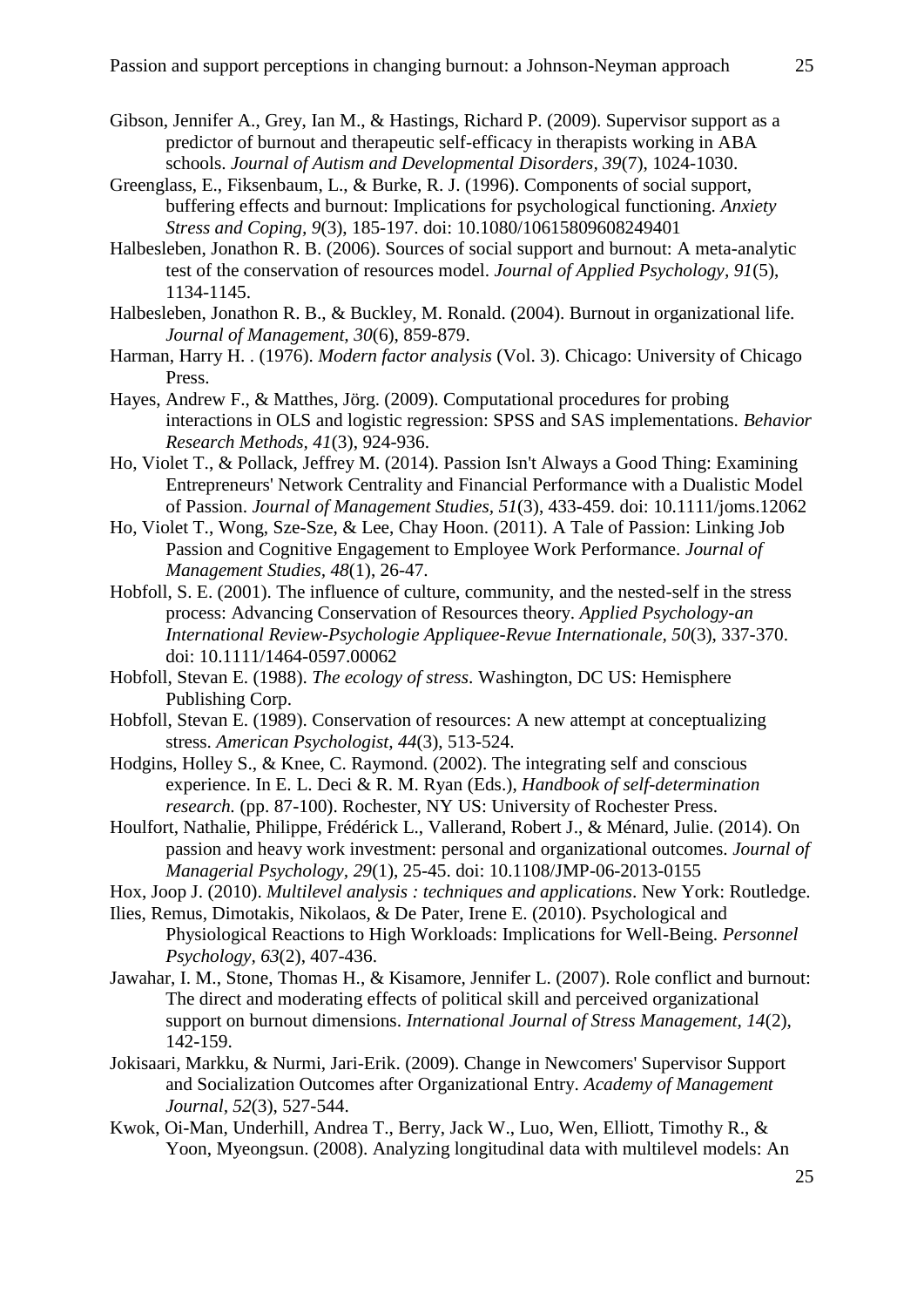Gibson, Jennifer A., Grey, Ian M., & Hastings, Richard P. (2009). Supervisor support as a predictor of burnout and therapeutic self-efficacy in therapists working in ABA schools. *Journal of Autism and Developmental Disorders, 39*(7), 1024-1030.

Greenglass, E., Fiksenbaum, L., & Burke, R. J. (1996). Components of social support, buffering effects and burnout: Implications for psychological functioning. *Anxiety Stress and Coping, 9*(3), 185-197. doi: 10.1080/10615809608249401

Halbesleben, Jonathon R. B. (2006). Sources of social support and burnout: A meta-analytic test of the conservation of resources model. *Journal of Applied Psychology, 91*(5), 1134-1145.

Halbesleben, Jonathon R. B., & Buckley, M. Ronald. (2004). Burnout in organizational life. *Journal of Management, 30*(6), 859-879.

Harman, Harry H. . (1976). *Modern factor analysis* (Vol. 3). Chicago: University of Chicago Press.

Hayes, Andrew F., & Matthes, Jörg. (2009). Computational procedures for probing interactions in OLS and logistic regression: SPSS and SAS implementations. *Behavior Research Methods, 41*(3), 924-936.

Ho, Violet T., & Pollack, Jeffrey M. (2014). Passion Isn't Always a Good Thing: Examining Entrepreneurs' Network Centrality and Financial Performance with a Dualistic Model of Passion. *Journal of Management Studies, 51*(3), 433-459. doi: 10.1111/joms.12062

Ho, Violet T., Wong, Sze-Sze, & Lee, Chay Hoon. (2011). A Tale of Passion: Linking Job Passion and Cognitive Engagement to Employee Work Performance. *Journal of Management Studies, 48*(1), 26-47.

Hobfoll, S. E. (2001). The influence of culture, community, and the nested-self in the stress process: Advancing Conservation of Resources theory. *Applied Psychology-an International Review-Psychologie Appliquee-Revue Internationale, 50*(3), 337-370. doi: 10.1111/1464-0597.00062

Hobfoll, Stevan E. (1988). *The ecology of stress*. Washington, DC US: Hemisphere Publishing Corp.

Hobfoll, Stevan E. (1989). Conservation of resources: A new attempt at conceptualizing stress. *American Psychologist, 44*(3), 513-524.

Hodgins, Holley S., & Knee, C. Raymond. (2002). The integrating self and conscious experience. In E. L. Deci & R. M. Ryan (Eds.), *Handbook of self-determination research.* (pp. 87-100). Rochester, NY US: University of Rochester Press.

Houlfort, Nathalie, Philippe, Frédérick L., Vallerand, Robert J., & Ménard, Julie. (2014). On passion and heavy work investment: personal and organizational outcomes. *Journal of Managerial Psychology, 29*(1), 25-45. doi: 10.1108/JMP-06-2013-0155

Hox, Joop J. (2010). *Multilevel analysis : techniques and applications*. New York: Routledge.

Ilies, Remus, Dimotakis, Nikolaos, & De Pater, Irene E. (2010). Psychological and Physiological Reactions to High Workloads: Implications for Well-Being. *Personnel Psychology, 63*(2), 407-436.

Jawahar, I. M., Stone, Thomas H., & Kisamore, Jennifer L. (2007). Role conflict and burnout: The direct and moderating effects of political skill and perceived organizational support on burnout dimensions. *International Journal of Stress Management, 14*(2), 142-159.

Jokisaari, Markku, & Nurmi, Jari-Erik. (2009). Change in Newcomers' Supervisor Support and Socialization Outcomes after Organizational Entry. *Academy of Management Journal, 52*(3), 527-544.

Kwok, Oi-Man, Underhill, Andrea T., Berry, Jack W., Luo, Wen, Elliott, Timothy R., & Yoon, Myeongsun. (2008). Analyzing longitudinal data with multilevel models: An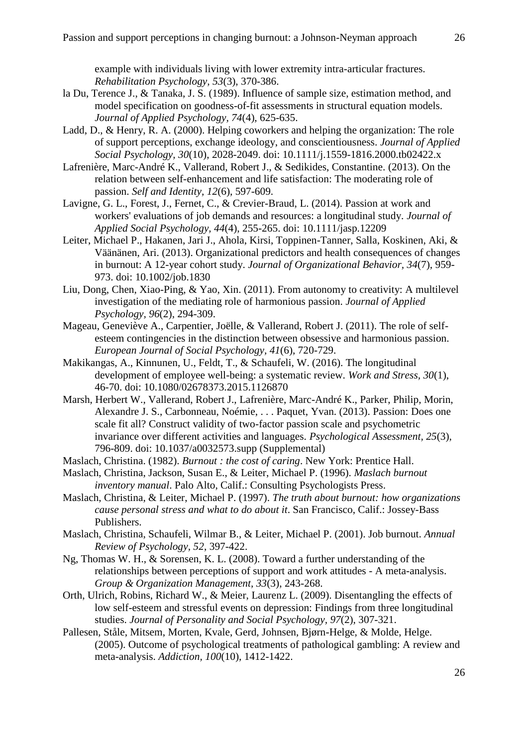example with individuals living with lower extremity intra-articular fractures. *Rehabilitation Psychology, 53*(3), 370-386.

la Du, Terence J., & Tanaka, J. S. (1989). Influence of sample size, estimation method, and model specification on goodness-of-fit assessments in structural equation models. *Journal of Applied Psychology, 74*(4), 625-635.

Ladd, D., & Henry, R. A. (2000). Helping coworkers and helping the organization: The role of support perceptions, exchange ideology, and conscientiousness. *Journal of Applied Social Psychology, 30*(10), 2028-2049. doi: 10.1111/j.1559-1816.2000.tb02422.x

Lafrenière, Marc-André K., Vallerand, Robert J., & Sedikides, Constantine. (2013). On the relation between self-enhancement and life satisfaction: The moderating role of passion. *Self and Identity, 12*(6), 597-609.

Lavigne, G. L., Forest, J., Fernet, C., & Crevier-Braud, L. (2014). Passion at work and workers' evaluations of job demands and resources: a longitudinal study. *Journal of Applied Social Psychology, 44*(4), 255-265. doi: 10.1111/jasp.12209

Leiter, Michael P., Hakanen, Jari J., Ahola, Kirsi, Toppinen-Tanner, Salla, Koskinen, Aki, & Väänänen, Ari. (2013). Organizational predictors and health consequences of changes in burnout: A 12-year cohort study. *Journal of Organizational Behavior, 34*(7), 959-973. doi: 10.1002/job.1830

Liu, Dong, Chen, Xiao-Ping, & Yao, Xin. (2011). From autonomy to creativity: A multilevel investigation of the mediating role of harmonious passion. *Journal of Applied Psychology, 96*(2), 294-309.

Mageau, Geneviève A., Carpentier, Joëlle, & Vallerand, Robert J. (2011). The role of self-esteem contingencies in the distinction between obsessive and harmonious passion. *European Journal of Social Psychology, 41*(6), 720-729.

Makikangas, A., Kinnunen, U., Feldt, T., & Schaufeli, W. (2016). The longitudinal development of employee well-being: a systematic review. *Work and Stress, 30*(1), 46-70. doi: 10.1080/02678373.2015.1126870

Marsh, Herbert W., Vallerand, Robert J., Lafrenière, Marc-André K., Parker, Philip, Morin, Alexandre J. S., Carbonneau, Noémie, . . . Paquet, Yvan. (2013). Passion: Does one scale fit all? Construct validity of two-factor passion scale and psychometric invariance over different activities and languages. *Psychological Assessment, 25*(3), 796-809. doi: 10.1037/a0032573.supp (Supplemental)

Maslach, Christina. (1982). *Burnout : the cost of caring*. New York: Prentice Hall.

Maslach, Christina, Jackson, Susan E., & Leiter, Michael P. (1996). *Maslach burnout inventory manual*. Palo Alto, Calif.: Consulting Psychologists Press.

Maslach, Christina, & Leiter, Michael P. (1997). *The truth about burnout: how organizations cause personal stress and what to do about it*. San Francisco, Calif.: Jossey-Bass Publishers.

Maslach, Christina, Schaufeli, Wilmar B., & Leiter, Michael P. (2001). Job burnout. *Annual Review of Psychology, 52*, 397-422.

Ng, Thomas W. H., & Sorensen, K. L. (2008). Toward a further understanding of the relationships between perceptions of support and work attitudes - A meta-analysis. *Group & Organization Management, 33*(3), 243-268.

Orth, Ulrich, Robins, Richard W., & Meier, Laurenz L. (2009). Disentangling the effects of low self-esteem and stressful events on depression: Findings from three longitudinal studies. *Journal of Personality and Social Psychology, 97*(2), 307-321.

Pallesen, Ståle, Mitsem, Morten, Kvale, Gerd, Johnsen, Bjørn-Helge, & Molde, Helge. (2005). Outcome of psychological treatments of pathological gambling: A review and meta-analysis. *Addiction, 100*(10), 1412-1422.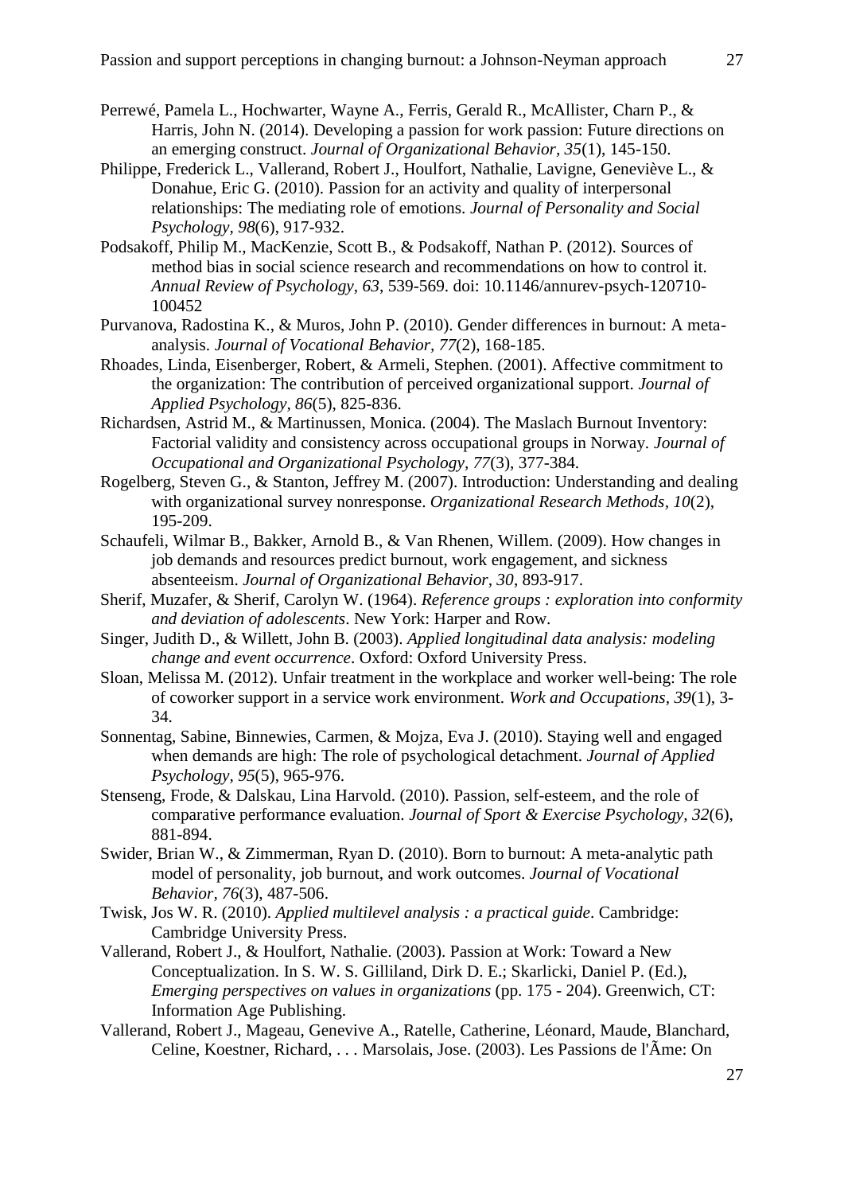Perrewé, Pamela L., Hochwarter, Wayne A., Ferris, Gerald R., McAllister, Charn P., & Harris, John N. (2014). Developing a passion for work passion: Future directions on an emerging construct. *Journal of Organizational Behavior, 35*(1), 145-150.

Philippe, Frederick L., Vallerand, Robert J., Houlfort, Nathalie, Lavigne, Geneviève L., & Donahue, Eric G. (2010). Passion for an activity and quality of interpersonal relationships: The mediating role of emotions. *Journal of Personality and Social Psychology, 98*(6), 917-932.

Podsakoff, Philip M., MacKenzie, Scott B., & Podsakoff, Nathan P. (2012). Sources of method bias in social science research and recommendations on how to control it. *Annual Review of Psychology, 63*, 539-569. doi: 10.1146/annurev-psych-120710-100452

Purvanova, Radostina K., & Muros, John P. (2010). Gender differences in burnout: A meta-analysis. *Journal of Vocational Behavior, 77*(2), 168-185.

Rhoades, Linda, Eisenberger, Robert, & Armeli, Stephen. (2001). Affective commitment to the organization: The contribution of perceived organizational support. *Journal of Applied Psychology, 86*(5), 825-836.

Richardsen, Astrid M., & Martinussen, Monica. (2004). The Maslach Burnout Inventory: Factorial validity and consistency across occupational groups in Norway. *Journal of Occupational and Organizational Psychology, 77*(3), 377-384.

Rogelberg, Steven G., & Stanton, Jeffrey M. (2007). Introduction: Understanding and dealing with organizational survey nonresponse. *Organizational Research Methods, 10*(2), 195-209.

Schaufeli, Wilmar B., Bakker, Arnold B., & Van Rhenen, Willem. (2009). How changes in job demands and resources predict burnout, work engagement, and sickness absenteeism. *Journal of Organizational Behavior, 30*, 893-917.

Sherif, Muzafer, & Sherif, Carolyn W. (1964). *Reference groups : exploration into conformity and deviation of adolescents*. New York: Harper and Row.

Singer, Judith D., & Willett, John B. (2003). *Applied longitudinal data analysis: modeling change and event occurrence*. Oxford: Oxford University Press.

Sloan, Melissa M. (2012). Unfair treatment in the workplace and worker well-being: The role of coworker support in a service work environment. *Work and Occupations, 39*(1), 3-34.

Sonnentag, Sabine, Binnewies, Carmen, & Mojza, Eva J. (2010). Staying well and engaged when demands are high: The role of psychological detachment. *Journal of Applied Psychology, 95*(5), 965-976.

Stenseng, Frode, & Dalskau, Lina Harvold. (2010). Passion, self-esteem, and the role of comparative performance evaluation. *Journal of Sport & Exercise Psychology, 32*(6), 881-894.

Swider, Brian W., & Zimmerman, Ryan D. (2010). Born to burnout: A meta-analytic path model of personality, job burnout, and work outcomes. *Journal of Vocational Behavior, 76*(3), 487-506.

Twisk, Jos W. R. (2010). *Applied multilevel analysis : a practical guide*. Cambridge: Cambridge University Press.

Vallerand, Robert J., & Houlfort, Nathalie. (2003). Passion at Work: Toward a New Conceptualization. In S. W. S. Gilliland, Dirk D. E.; Skarlicki, Daniel P. (Ed.), *Emerging perspectives on values in organizations* (pp. 175 - 204). Greenwich, CT: Information Age Publishing.

Vallerand, Robert J., Mageau, Genevive A., Ratelle, Catherine, Léonard, Maude, Blanchard, Celine, Koestner, Richard, . . . Marsolais, Jose. (2003). Les Passions de l'Ãme: On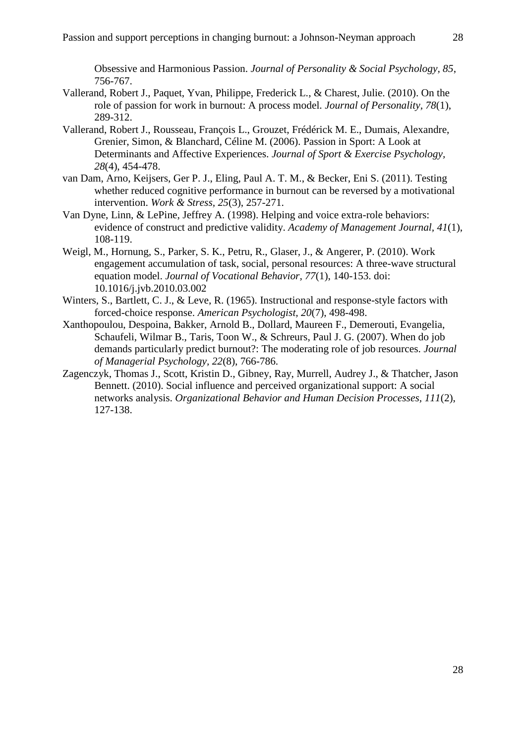Obsessive and Harmonious Passion. *Journal of Personality & Social Psychology, 85*, 756-767.

Vallerand, Robert J., Paquet, Yvan, Philippe, Frederick L., & Charest, Julie. (2010). On the role of passion for work in burnout: A process model. *Journal of Personality, 78*(1), 289-312.

Vallerand, Robert J., Rousseau, François L., Grouzet, Frédérick M. E., Dumais, Alexandre, Grenier, Simon, & Blanchard, Céline M. (2006). Passion in Sport: A Look at Determinants and Affective Experiences. *Journal of Sport & Exercise Psychology, 28*(4), 454-478.

van Dam, Arno, Keijsers, Ger P. J., Eling, Paul A. T. M., & Becker, Eni S. (2011). Testing whether reduced cognitive performance in burnout can be reversed by a motivational intervention. *Work & Stress, 25*(3), 257-271.

Van Dyne, Linn, & LePine, Jeffrey A. (1998). Helping and voice extra-role behaviors: evidence of construct and predictive validity. *Academy of Management Journal, 41*(1), 108-119.

Weigl, M., Hornung, S., Parker, S. K., Petru, R., Glaser, J., & Angerer, P. (2010). Work engagement accumulation of task, social, personal resources: A three-wave structural equation model. *Journal of Vocational Behavior, 77*(1), 140-153. doi: 10.1016/j.jvb.2010.03.002

Winters, S., Bartlett, C. J., & Leve, R. (1965). Instructional and response-style factors with forced-choice response. *American Psychologist, 20*(7), 498-498.

Xanthopoulou, Despoina, Bakker, Arnold B., Dollard, Maureen F., Demerouti, Evangelia, Schaufeli, Wilmar B., Taris, Toon W., & Schreurs, Paul J. G. (2007). When do job demands particularly predict burnout?: The moderating role of job resources. *Journal of Managerial Psychology, 22*(8), 766-786.

Zagenczyk, Thomas J., Scott, Kristin D., Gibney, Ray, Murrell, Audrey J., & Thatcher, Jason Bennett. (2010). Social influence and perceived organizational support: A social networks analysis. *Organizational Behavior and Human Decision Processes, 111*(2), 127-138.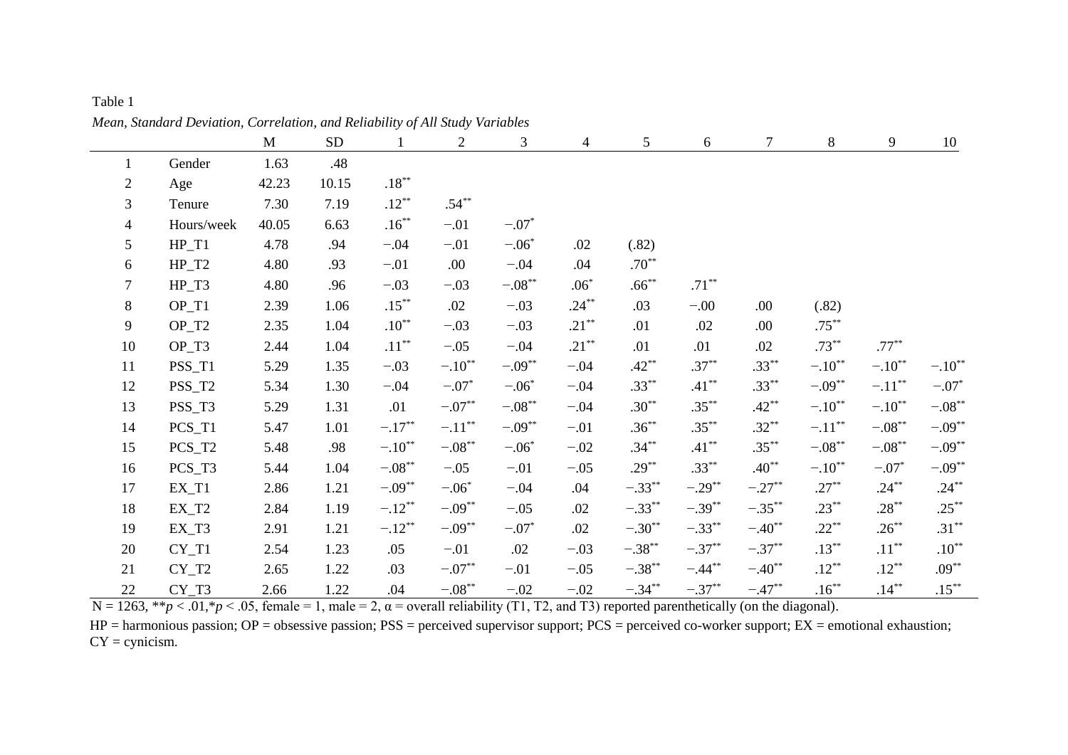Table 1

*Mean, Standard Deviation, Correlation, and Reliability of All Study Variables*

| | | M | SD | 1 | 2 | 3 | 4 | 5 | 6 | 7 | 8 | 9 | 10 |
|---|---|---|---|---|---|---|---|---|---|---|---|---|---|
| 1 | Gender | 1.63 | .48 | | | | | | | | | | |
| 2 | Age | 42.23 | 10.15 | .18** | | | | | | | | | |
| 3 | Tenure | 7.30 | 7.19 | .12** | .54** | | | | | | | | |
| 4 | Hours/week | 40.05 | 6.63 | .16** | −.01 | −.07* | | | | | | | |
| 5 | HP_T1 | 4.78 | .94 | −.04 | −.01 | −.06* | .02 | (.82) | | | | | |
| 6 | HP_T2 | 4.80 | .93 | −.01 | .00 | −.04 | .04 | .70** | | | | | |
| 7 | HP_T3 | 4.80 | .96 | −.03 | −.03 | −.08** | .06* | .66** | .71** | | | | |
| 8 | OP_T1 | 2.39 | 1.06 | .15** | .02 | −.03 | .24** | .03 | −.00 | .00 | (.82) | | |
| 9 | OP_T2 | 2.35 | 1.04 | .10** | −.03 | −.03 | .21** | .01 | .02 | .00 | .75** | | |
| 10 | OP_T3 | 2.44 | 1.04 | .11** | −.05 | −.04 | .21** | .01 | .01 | .02 | .73** | .77** | |
| 11 | PSS_T1 | 5.29 | 1.35 | −.03 | −.10** | −.09** | −.04 | .42** | .37** | .33** | −.10** | −.10** | −.10** |
| 12 | PSS_T2 | 5.34 | 1.30 | −.04 | −.07* | −.06* | −.04 | .33** | .41** | .33** | −.09** | −.11** | −.07* |
| 13 | PSS_T3 | 5.29 | 1.31 | .01 | −.07** | −.08** | −.04 | .30** | .35** | .42** | −.10** | −.10** | −.08** |
| 14 | PCS_T1 | 5.47 | 1.01 | −.17** | −.11** | −.09** | −.01 | .36** | .35** | .32** | −.11** | −.08** | −.09** |
| 15 | PCS_T2 | 5.48 | .98 | −.10** | −.08** | −.06* | −.02 | .34** | .41** | .35** | −.08** | −.08** | −.09** |
| 16 | PCS_T3 | 5.44 | 1.04 | −.08** | −.05 | −.01 | −.05 | .29** | .33** | .40** | −.10** | −.07* | −.09** |
| 17 | EX_T1 | 2.86 | 1.21 | −.09** | −.06* | −.04 | .04 | −.33** | −.29** | −.27** | .27** | .24** | .24** |
| 18 | EX_T2 | 2.84 | 1.19 | −.12** | −.09** | −.05 | .02 | −.33** | −.39** | −.35** | .23** | .28** | .25** |
| 19 | EX_T3 | 2.91 | 1.21 | −.12** | −.09** | −.07* | .02 | −.30** | −.33** | −.40** | .22** | .26** | .31** |
| 20 | CY_T1 | 2.54 | 1.23 | .05 | −.01 | .02 | −.03 | −.38** | −.37** | −.37** | .13** | .11** | .10** |
| 21 | CY_T2 | 2.65 | 1.22 | .03 | −.07** | −.01 | −.05 | −.38** | −.44** | −.40** | .12** | .12** | .09** |
| 22 | CY_T3 | 2.66 | 1.22 | .04 | −.08** | −.02 | −.02 | −.34** | −.37** | −.47** | .16** | .14** | .15** |

N = 1263, \*\*$p < .01$,\*$p < .05$, female = 1, male = 2, α = overall reliability (T1, T2, and T3) reported parenthetically (on the diagonal).

HP = harmonious passion; OP = obsessive passion; PSS = perceived supervisor support; PCS = perceived co-worker support; EX = emotional exhaustion; CY = cynicism.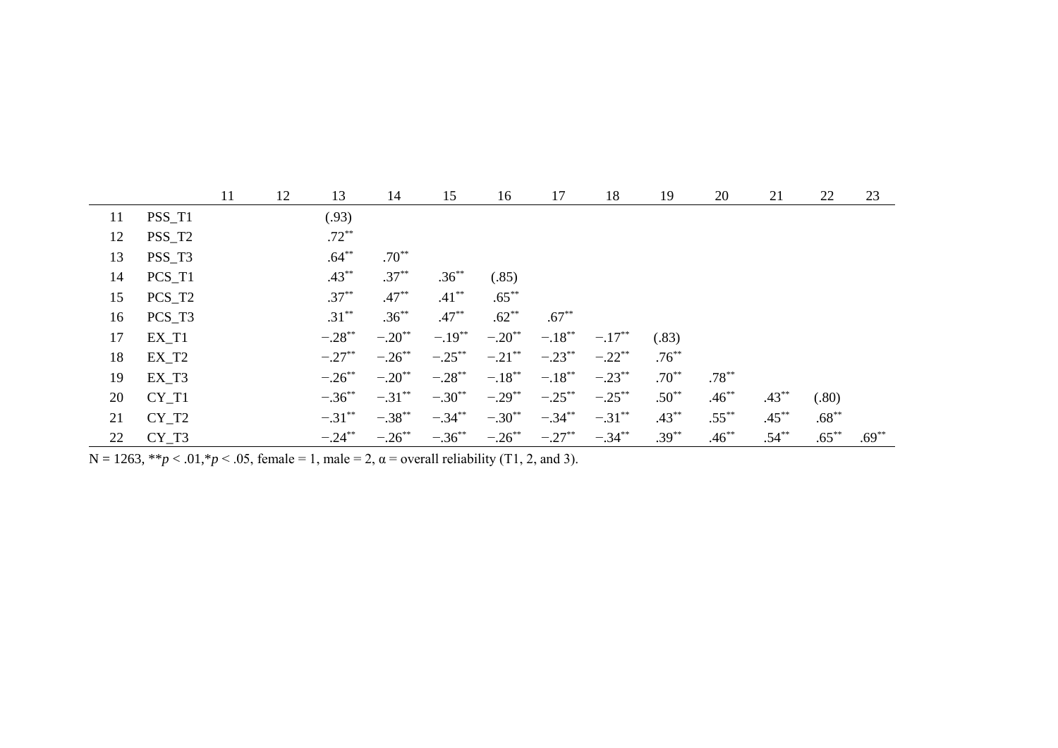| | | 11 | 12 | 13 | 14 | 15 | 16 | 17 | 18 | 19 | 20 | 21 | 22 | 23 |
|---|---|---|---|---|---|---|---|---|---|---|---|---|---|---|
| 11 | PSS_T1 | | | (.93) | | | | | | | | | | |
| 12 | PSS_T2 | | | .72** | | | | | | | | | | |
| 13 | PSS_T3 | | | .64** | .70** | | | | | | | | | |
| 14 | PCS_T1 | | | .43** | .37** | .36** | (.85) | | | | | | | |
| 15 | PCS_T2 | | | .37** | .47** | .41** | .65** | | | | | | | |
| 16 | PCS_T3 | | | .31** | .36** | .47** | .62** | .67** | | | | | | |
| 17 | EX_T1 | | | −.28** | −.20** | −.19** | −.20** | −.18** | −.17** | (.83) | | | | |
| 18 | EX_T2 | | | −.27** | −.26** | −.25** | −.21** | −.23** | −.22** | .76** | | | | |
| 19 | EX_T3 | | | −.26** | −.20** | −.28** | −.18** | −.18** | −.23** | .70** | .78** | | | |
| 20 | CY_T1 | | | −.36** | −.31** | −.30** | −.29** | −.25** | −.25** | .50** | .46** | .43** | (.80) | |
| 21 | CY_T2 | | | −.31** | −.38** | −.34** | −.30** | −.34** | −.31** | .43** | .55** | .45** | .68** | |
| 22 | CY_T3 | | | −.24** | −.26** | −.36** | −.26** | −.27** | −.34** | .39** | .46** | .54** | .65** | .69** |

N = 1263, ***p* < .01,**p* < .05, female = 1, male = 2, α = overall reliability (T1, 2, and 3).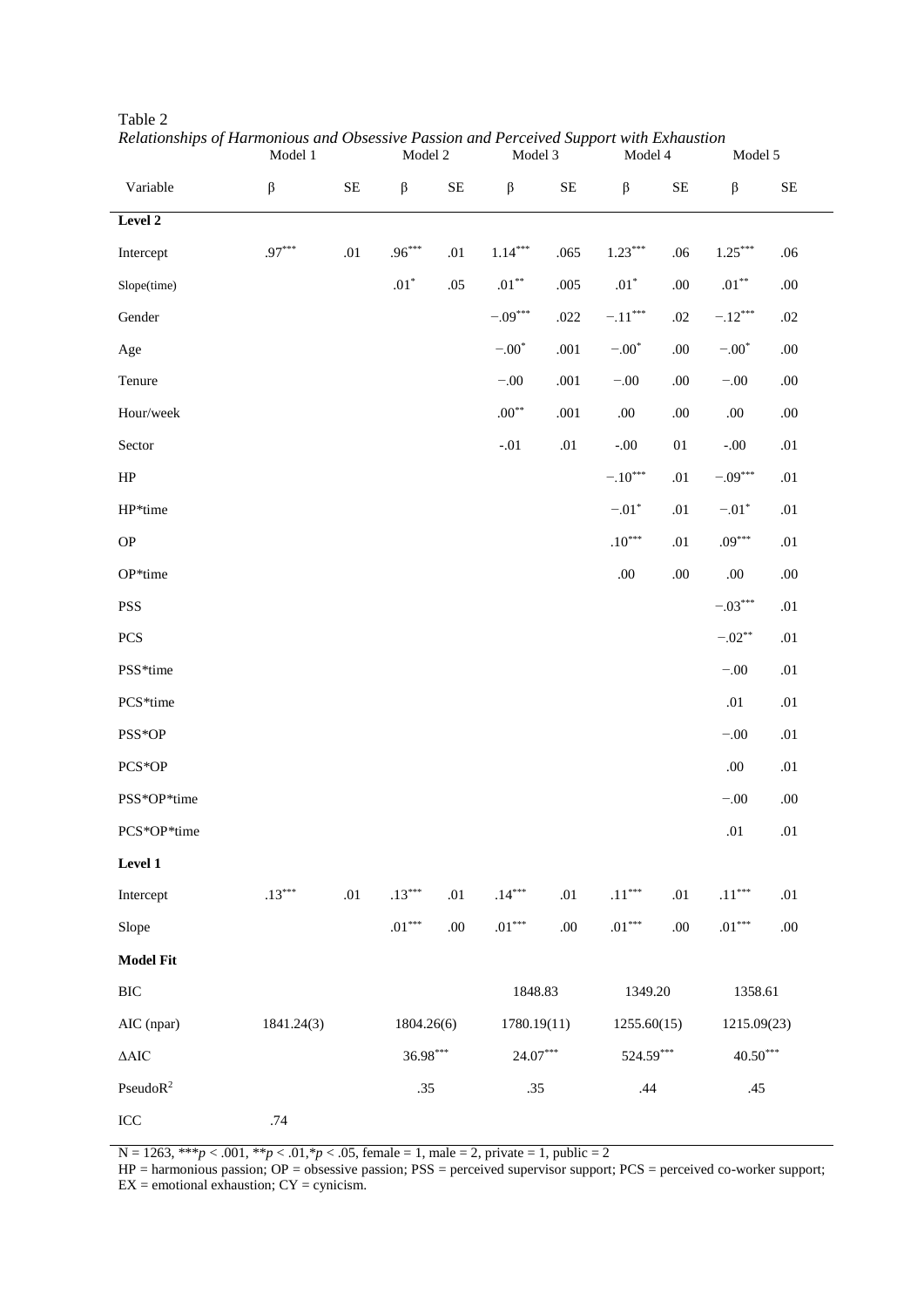Table 2

*Relationships of Harmonious and Obsessive Passion and Perceived Support with Exhaustion*

| | Model 1 | | Model 2 | | Model 3 | | Model 4 | | Model 5 | |
|---|---|---|---|---|---|---|---|---|---|---|
| Variable | β | SE | β | SE | β | SE | β | SE | β | SE |
| **Level 2** | | | | | | | | | | |
| Intercept | .97*** | .01 | .96*** | .01 | 1.14*** | .065 | 1.23*** | .06 | 1.25*** | .06 |
| Slope(time) | | | .01* | .05 | .01** | .005 | .01* | .00 | .01** | .00 |
| Gender | | | | | −.09*** | .022 | −.11*** | .02 | −.12*** | .02 |
| Age | | | | | −.00* | .001 | −.00* | .00 | −.00* | .00 |
| Tenure | | | | | −.00 | .001 | −.00 | .00 | −.00 | .00 |
| Hour/week | | | | | .00** | .001 | .00 | .00 | .00 | .00 |
| Sector | | | | | -.01 | .01 | -.00 | 01 | -.00 | .01 |
| HP | | | | | | | −.10*** | .01 | −.09*** | .01 |
| HP*time | | | | | | | −.01* | .01 | −.01* | .01 |
| OP | | | | | | | .10*** | .01 | .09*** | .01 |
| OP*time | | | | | | | .00 | .00 | .00 | .00 |
| PSS | | | | | | | | | −.03*** | .01 |
| PCS | | | | | | | | | −.02** | .01 |
| PSS*time | | | | | | | | | −.00 | .01 |
| PCS*time | | | | | | | | | .01 | .01 |
| PSS*OP | | | | | | | | | −.00 | .01 |
| PCS*OP | | | | | | | | | .00 | .01 |
| PSS*OP*time | | | | | | | | | −.00 | .00 |
| PCS*OP*time | | | | | | | | | .01 | .01 |
| **Level 1** | | | | | | | | | | |
| Intercept | .13*** | .01 | .13*** | .01 | .14*** | .01 | .11*** | .01 | .11*** | .01 |
| Slope | | | .01*** | .00 | .01*** | .00 | .01*** | .00 | .01*** | .00 |
| **Model Fit** | | | | | | | | | | |
| BIC | | | | | 1848.83 | | 1349.20 | | 1358.61 | |
| AIC (npar) | 1841.24(3) | | 1804.26(6) | | 1780.19(11) | | 1255.60(15) | | 1215.09(23) | |
| ΔAIC | | | 36.98*** | | 24.07*** | | 524.59*** | | 40.50*** | |
| Pseudo$R^2$ | | | .35 | | .35 | | .44 | | .45 | |
| ICC | .74 | | | | | | | | | |

N = 1263, ****p* < .001, ***p* < .01,**p* < .05, female = 1, male = 2, private = 1, public = 2

HP = harmonious passion; OP = obsessive passion; PSS = perceived supervisor support; PCS = perceived co-worker support; EX = emotional exhaustion; CY = cynicism.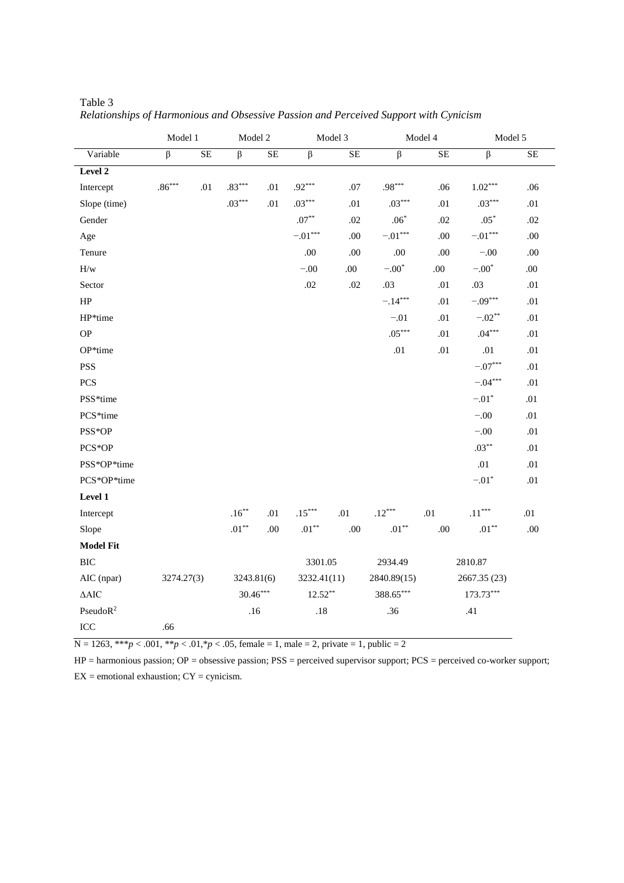Table 3

*Relationships of Harmonious and Obsessive Passion and Perceived Support with Cynicism*

| | Model 1 | | Model 2 | | Model 3 | | Model 4 | | Model 5 | |
|---|---|---|---|---|---|---|---|---|---|---|
| Variable | β | SE | β | SE | β | SE | β | SE | β | SE |
| **Level 2** | | | | | | | | | | |
| Intercept | .86*** | .01 | .83*** | .01 | .92*** | .07 | .98*** | .06 | 1.02*** | .06 |
| Slope (time) | | | .03*** | .01 | .03*** | .01 | .03*** | .01 | .03*** | .01 |
| Gender | | | | | .07** | .02 | .06* | .02 | .05* | .02 |
| Age | | | | | −.01*** | .00 | −.01*** | .00 | −.01*** | .00 |
| Tenure | | | | | .00 | .00 | .00 | .00 | −.00 | .00 |
| H/w | | | | | −.00 | .00 | −.00* | .00 | −.00* | .00 |
| Sector | | | | | .02 | .02 | .03 | .01 | .03 | .01 |
| HP | | | | | | | −.14*** | .01 | −.09*** | .01 |
| HP*time | | | | | | | −.01 | .01 | −.02** | .01 |
| OP | | | | | | | .05*** | .01 | .04*** | .01 |
| OP*time | | | | | | | .01 | .01 | .01 | .01 |
| PSS | | | | | | | | | −.07*** | .01 |
| PCS | | | | | | | | | −.04*** | .01 |
| PSS*time | | | | | | | | | −.01* | .01 |
| PCS*time | | | | | | | | | −.00 | .01 |
| PSS*OP | | | | | | | | | −.00 | .01 |
| PCS*OP | | | | | | | | | .03** | .01 |
| PSS*OP*time | | | | | | | | | .01 | .01 |
| PCS*OP*time | | | | | | | | | −.01* | .01 |
| **Level 1** | | | | | | | | | | |
| Intercept | | | .16** | .01 | .15*** | .01 | .12*** | .01 | .11*** | .01 |
| Slope | | | .01** | .00 | .01** | .00 | .01** | .00 | .01** | .00 |
| **Model Fit** | | | | | | | | | | |
| BIC | | | | | 3301.05 | | 2934.49 | | 2810.87 | |
| AIC (npar) | 3274.27(3) | | 3243.81(6) | | 3232.41(11) | | 2840.89(15) | | 2667.35 (23) | |
| ΔAIC | | | 30.46*** | | 12.52** | | 388.65*** | | 173.73*** | |
| Pseudo$R^2$ | | | .16 | | .18 | | .36 | | .41 | |
| ICC | .66 | | | | | | | | | |

N = 1263, ***$p < .001$, **$p < .01$, *$p < .05$, female = 1, male = 2, private = 1, public = 2

HP = harmonious passion; OP = obsessive passion; PSS = perceived supervisor support; PCS = perceived co-worker support; EX = emotional exhaustion; CY = cynicism.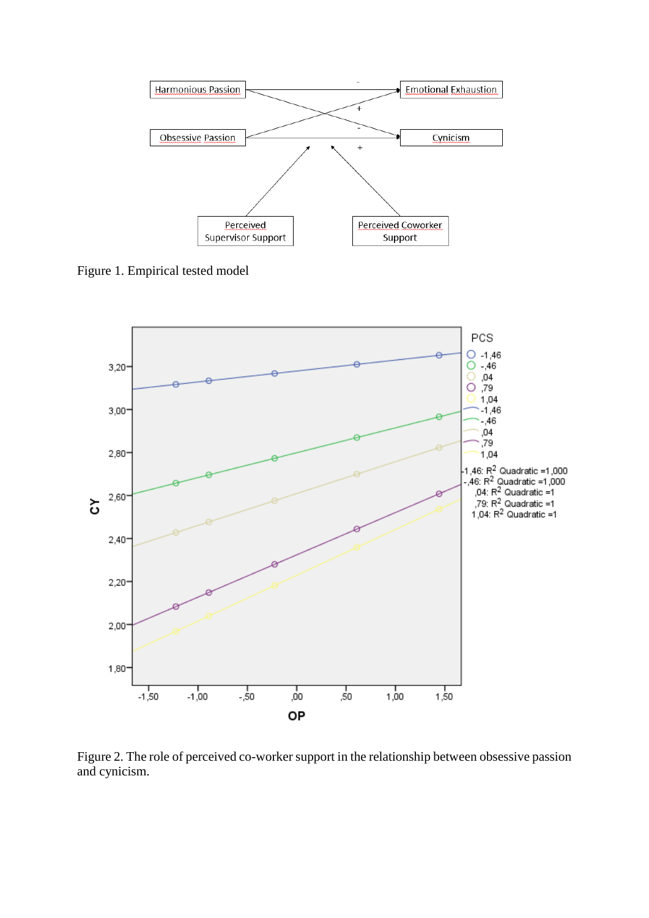Figure 1. Empirical tested model

Figure 2. The role of perceived co-worker support in the relationship between obsessive passion and cynicism.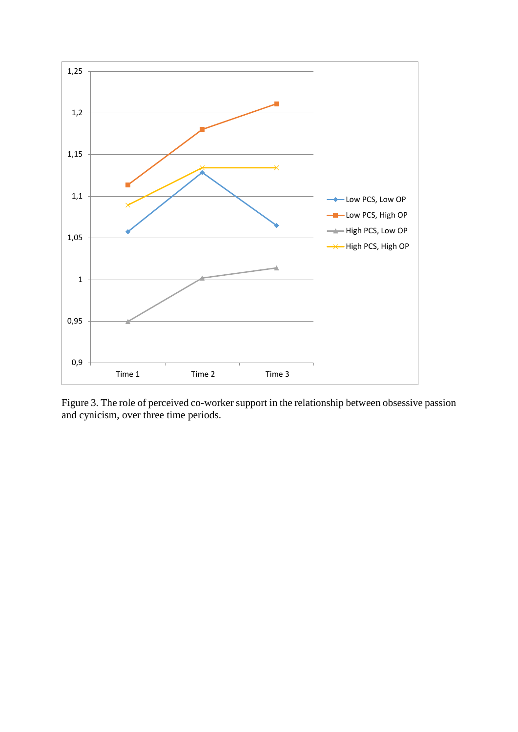1,25

1,2

1,15

1,1

1,05

1

0,95

0,9

Time 1

Time 2

Time 3

Low PCS, Low OP

Low PCS, High OP

High PCS, Low OP

High PCS, High OP

Figure 3. The role of perceived co-worker support in the relationship between obsessive passion and cynicism, over three time periods.